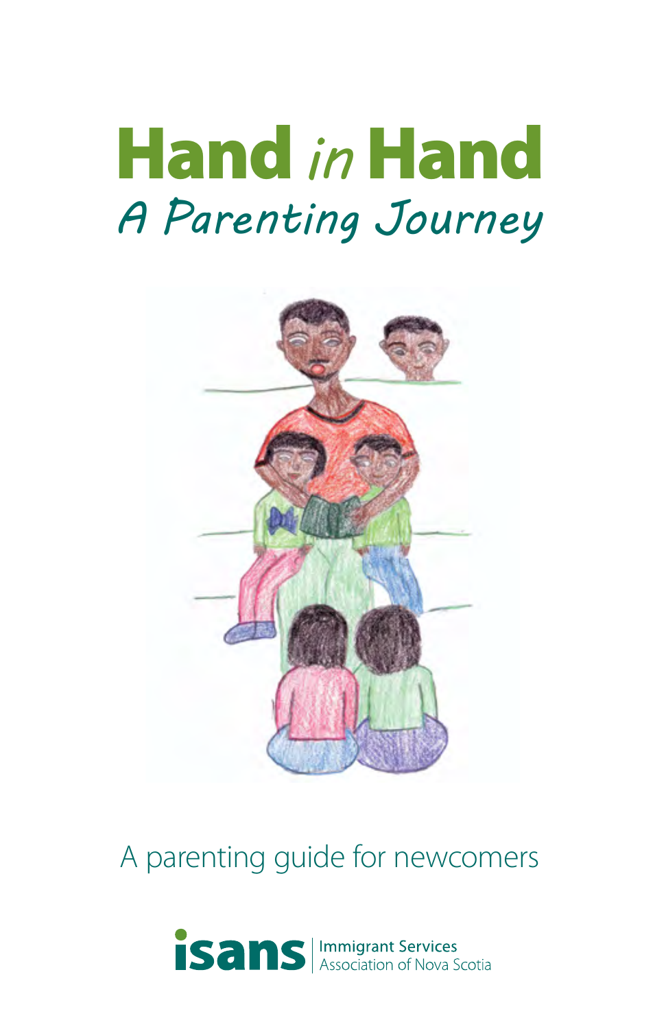# Hand *in* Hand

## *A Parenting Journey*

A parenting guide for newcomers

**isans** | Immigrant Services Association of Nova Scotia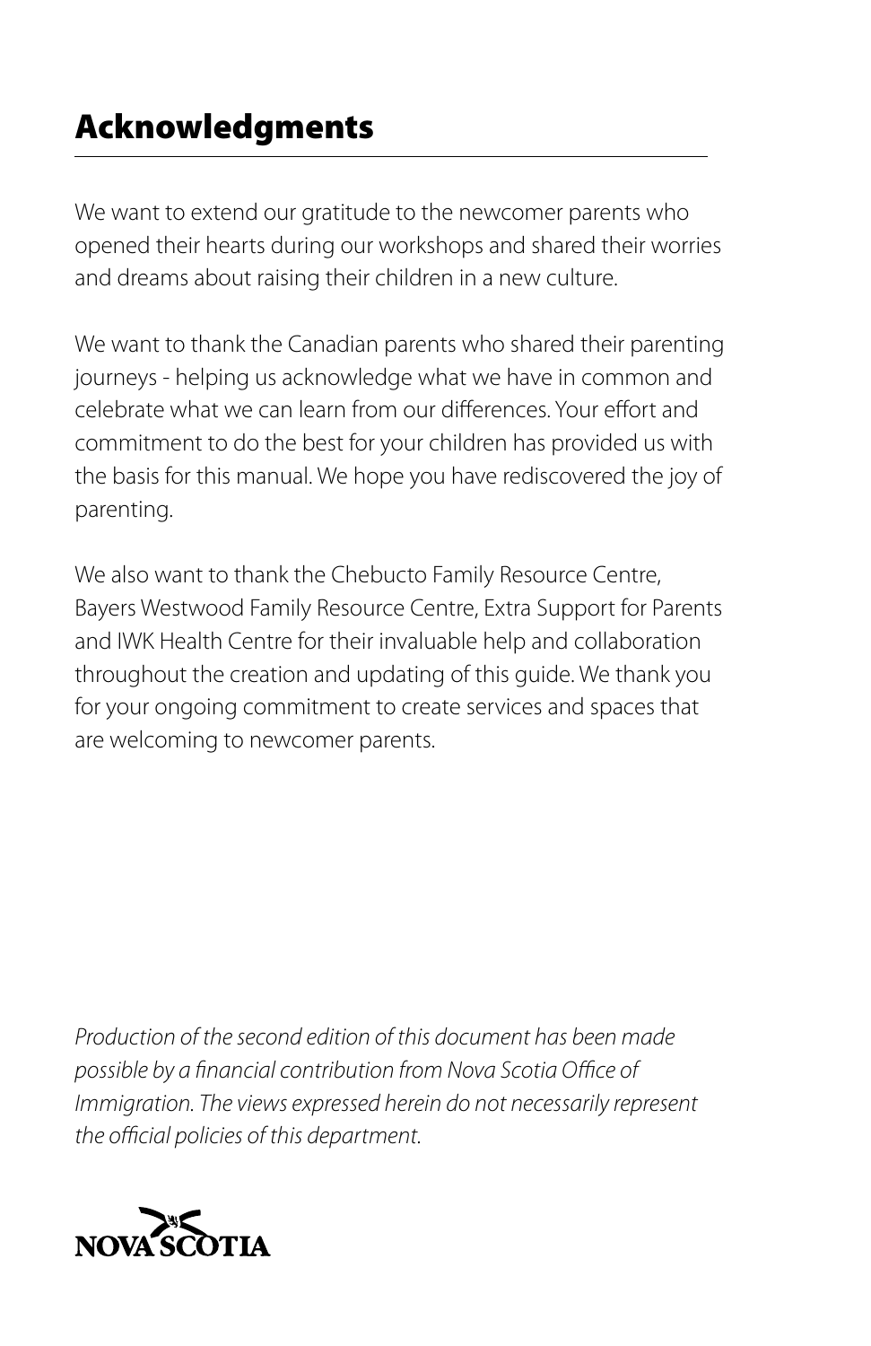## Acknowledgments

We want to extend our gratitude to the newcomer parents who opened their hearts during our workshops and shared their worries and dreams about raising their children in a new culture.

We want to thank the Canadian parents who shared their parenting journeys - helping us acknowledge what we have in common and celebrate what we can learn from our differences. Your effort and commitment to do the best for your children has provided us with the basis for this manual. We hope you have rediscovered the joy of parenting.

We also want to thank the Chebucto Family Resource Centre, Bayers Westwood Family Resource Centre, Extra Support for Parents and IWK Health Centre for their invaluable help and collaboration throughout the creation and updating of this guide. We thank you for your ongoing commitment to create services and spaces that are welcoming to newcomer parents.

*Production of the second edition of this document has been made possible by a financial contribution from Nova Scotia Office of Immigration. The views expressed herein do not necessarily represent the official policies of this department.*

NOVA SCOTIA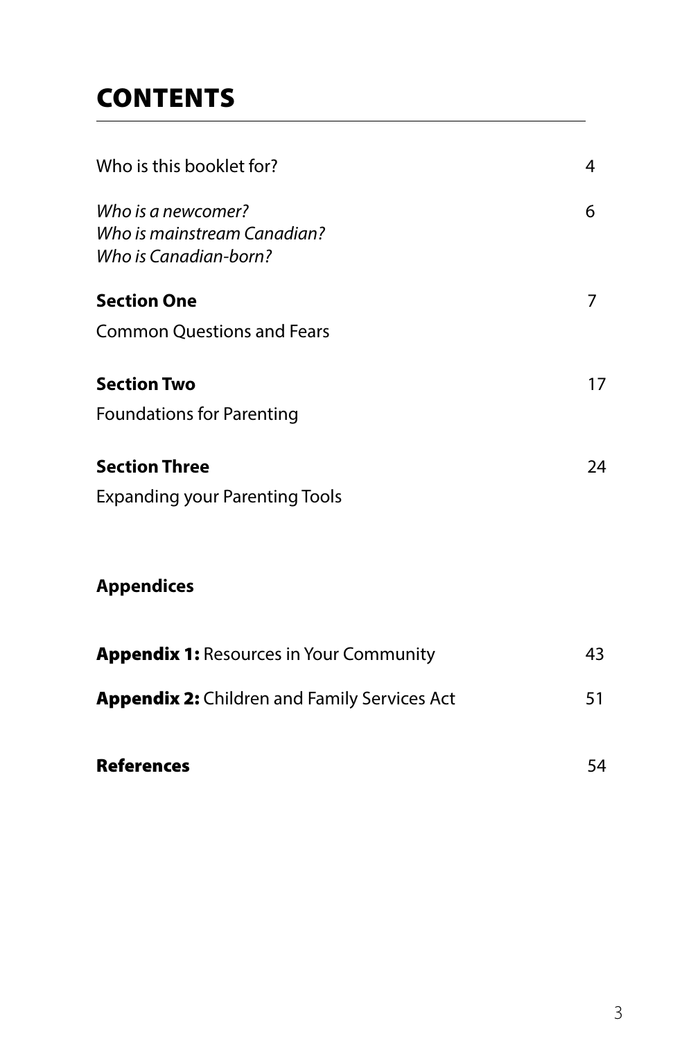# CONTENTS

| | |
|---|---|
| Who is this booklet for? | 4 |
| *Who is a newcomer?*<br>*Who is mainstream Canadian?*<br>*Who is Canadian-born?* | 6 |
| **Section One**<br>Common Questions and Fears | 7 |
| **Section Two**<br>Foundations for Parenting | 17 |
| **Section Three**<br>Expanding your Parenting Tools | 24 |

**Appendices**

| | |
|---|---|
| **Appendix 1:** Resources in Your Community | 43 |
| **Appendix 2:** Children and Family Services Act | 51 |
| **References** | 54 |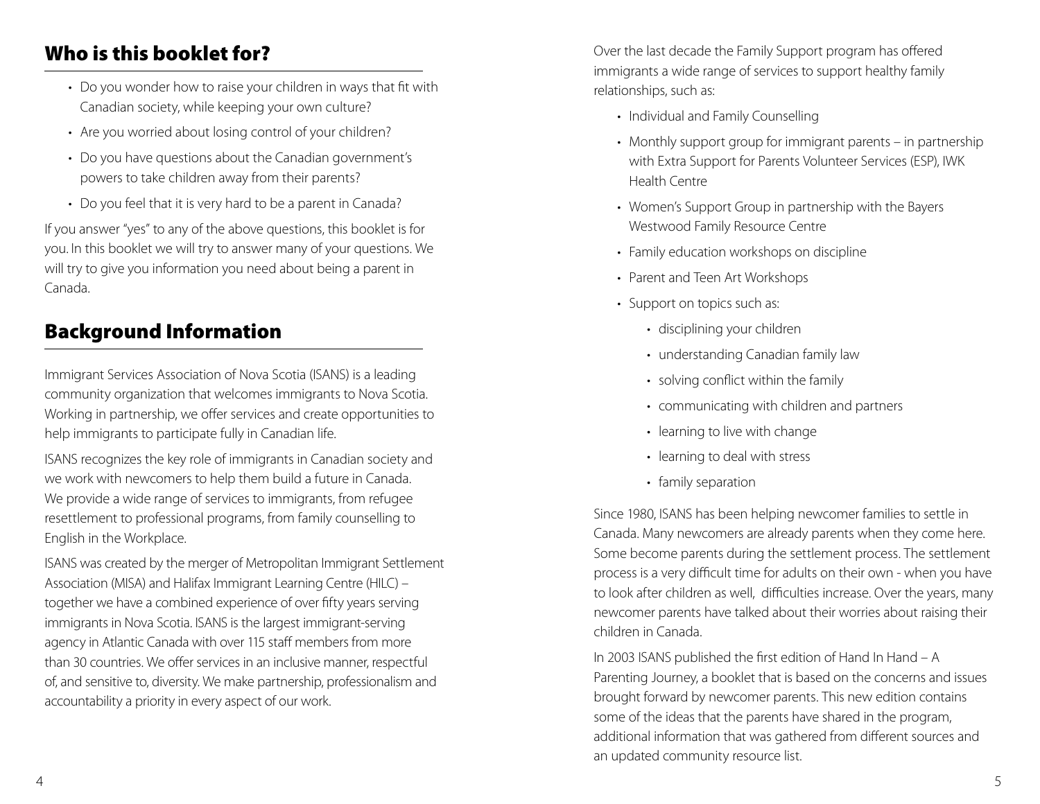## Who is this booklet for?

- Do you wonder how to raise your children in ways that fit with Canadian society, while keeping your own culture?
- Are you worried about losing control of your children?
- Do you have questions about the Canadian government's powers to take children away from their parents?
- Do you feel that it is very hard to be a parent in Canada?

If you answer "yes" to any of the above questions, this booklet is for you. In this booklet we will try to answer many of your questions. We will try to give you information you need about being a parent in Canada.

## Background Information

Immigrant Services Association of Nova Scotia (ISANS) is a leading community organization that welcomes immigrants to Nova Scotia. Working in partnership, we offer services and create opportunities to help immigrants to participate fully in Canadian life.

ISANS recognizes the key role of immigrants in Canadian society and we work with newcomers to help them build a future in Canada. We provide a wide range of services to immigrants, from refugee resettlement to professional programs, from family counselling to English in the Workplace.

ISANS was created by the merger of Metropolitan Immigrant Settlement Association (MISA) and Halifax Immigrant Learning Centre (HILC) – together we have a combined experience of over fifty years serving immigrants in Nova Scotia. ISANS is the largest immigrant-serving agency in Atlantic Canada with over 115 staff members from more than 30 countries. We offer services in an inclusive manner, respectful of, and sensitive to, diversity. We make partnership, professionalism and accountability a priority in every aspect of our work.

Over the last decade the Family Support program has offered immigrants a wide range of services to support healthy family relationships, such as:

- Individual and Family Counselling
- Monthly support group for immigrant parents – in partnership with Extra Support for Parents Volunteer Services (ESP), IWK Health Centre
- Women's Support Group in partnership with the Bayers Westwood Family Resource Centre
- Family education workshops on discipline
- Parent and Teen Art Workshops
- Support on topics such as:
  - disciplining your children
  - understanding Canadian family law
  - solving conflict within the family
  - communicating with children and partners
  - learning to live with change
  - learning to deal with stress
  - family separation

Since 1980, ISANS has been helping newcomer families to settle in Canada. Many newcomers are already parents when they come here. Some become parents during the settlement process. The settlement process is a very difficult time for adults on their own - when you have to look after children as well, difficulties increase. Over the years, many newcomer parents have talked about their worries about raising their children in Canada.

In 2003 ISANS published the first edition of Hand In Hand – A Parenting Journey, a booklet that is based on the concerns and issues brought forward by newcomer parents. This new edition contains some of the ideas that the parents have shared in the program, additional information that was gathered from different sources and an updated community resource list.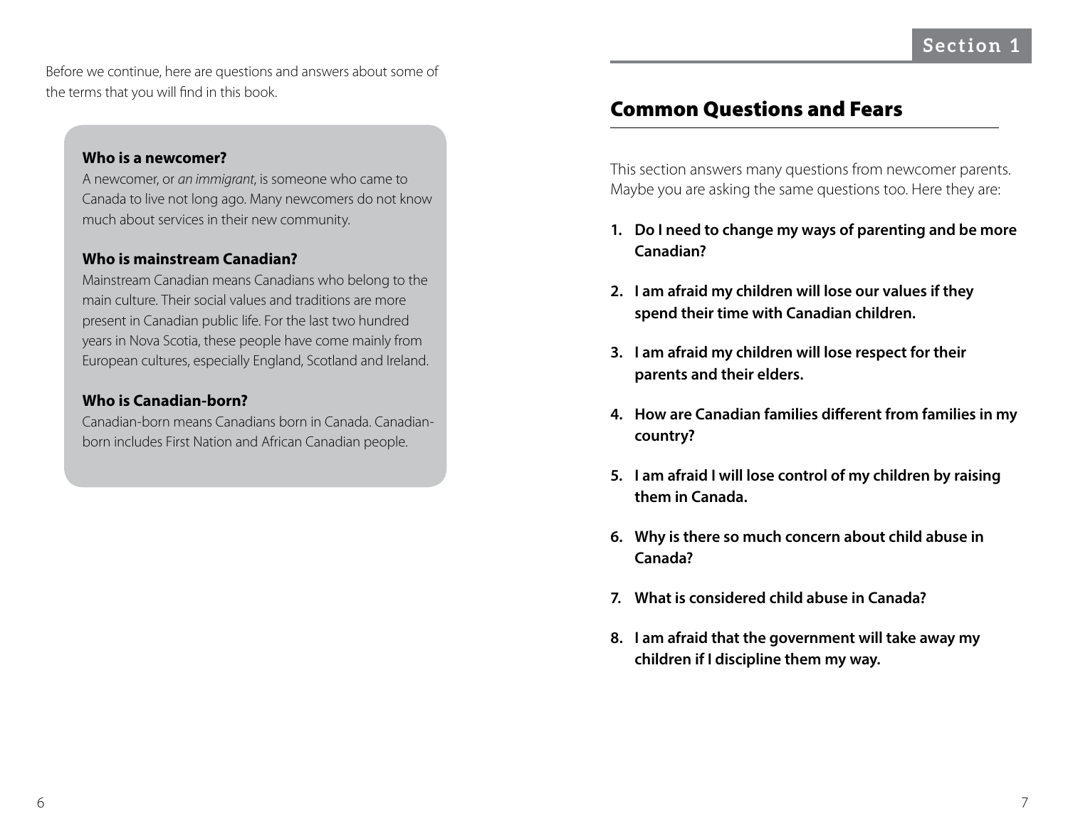Before we continue, here are questions and answers about some of the terms that you will find in this book.

**Who is a newcomer?**
A newcomer, or *an immigrant*, is someone who came to Canada to live not long ago. Many newcomers do not know much about services in their new community.

**Who is mainstream Canadian?**
Mainstream Canadian means Canadians who belong to the main culture. Their social values and traditions are more present in Canadian public life. For the last two hundred years in Nova Scotia, these people have come mainly from European cultures, especially England, Scotland and Ireland.

**Who is Canadian-born?**
Canadian-born means Canadians born in Canada. Canadian-born includes First Nation and African Canadian people.

Section 1

## Common Questions and Fears

This section answers many questions from newcomer parents. Maybe you are asking the same questions too. Here they are:

1. **Do I need to change my ways of parenting and be more Canadian?**
2. **I am afraid my children will lose our values if they spend their time with Canadian children.**
3. **I am afraid my children will lose respect for their parents and their elders.**
4. **How are Canadian families different from families in my country?**
5. **I am afraid I will lose control of my children by raising them in Canada.**
6. **Why is there so much concern about child abuse in Canada?**
7. **What is considered child abuse in Canada?**
8. **I am afraid that the government will take away my children if I discipline them my way.**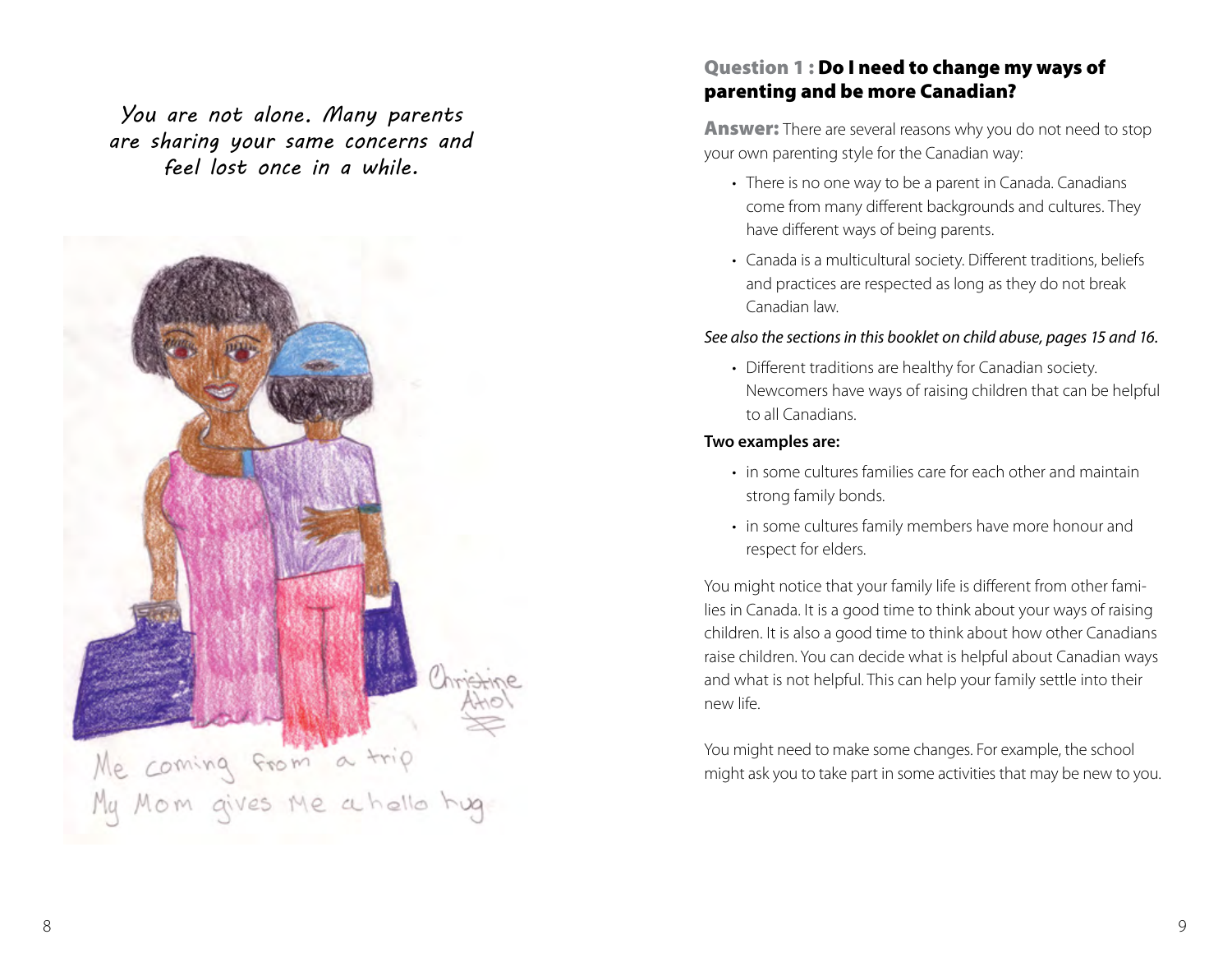*You are not alone. Many parents are sharing your same concerns and feel lost once in a while.*

Me coming from a trip
My Mom gives me a hello hug

Christine Athol

## Question 1 : Do I need to change my ways of parenting and be more Canadian?

**Answer:** There are several reasons why you do not need to stop your own parenting style for the Canadian way:

- There is no one way to be a parent in Canada. Canadians come from many different backgrounds and cultures. They have different ways of being parents.
- Canada is a multicultural society. Different traditions, beliefs and practices are respected as long as they do not break Canadian law.

*See also the sections in this booklet on child abuse, pages 15 and 16.*

- Different traditions are healthy for Canadian society. Newcomers have ways of raising children that can be helpful to all Canadians.

**Two examples are:**

- in some cultures families care for each other and maintain strong family bonds.
- in some cultures family members have more honour and respect for elders.

You might notice that your family life is different from other families in Canada. It is a good time to think about your ways of raising children. It is also a good time to think about how other Canadians raise children. You can decide what is helpful about Canadian ways and what is not helpful. This can help your family settle into their new life.

You might need to make some changes. For example, the school might ask you to take part in some activities that may be new to you.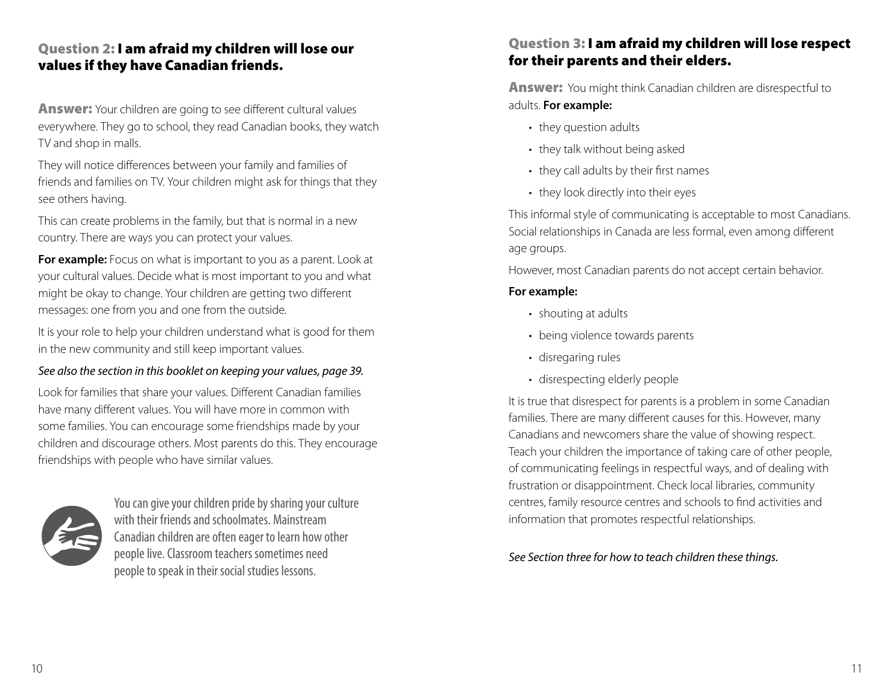## Question 2: I am afraid my children will lose our values if they have Canadian friends.

**Answer:** Your children are going to see different cultural values everywhere. They go to school, they read Canadian books, they watch TV and shop in malls.

They will notice differences between your family and families of friends and families on TV. Your children might ask for things that they see others having.

This can create problems in the family, but that is normal in a new country. There are ways you can protect your values.

**For example:** Focus on what is important to you as a parent. Look at your cultural values. Decide what is most important to you and what might be okay to change. Your children are getting two different messages: one from you and one from the outside.

It is your role to help your children understand what is good for them in the new community and still keep important values.

*See also the section in this booklet on keeping your values, page 39.*

Look for families that share your values. Different Canadian families have many different values. You will have more in common with some families. You can encourage some friendships made by your children and discourage others. Most parents do this. They encourage friendships with people who have similar values.

You can give your children pride by sharing your culture with their friends and schoolmates. Mainstream Canadian children are often eager to learn how other people live. Classroom teachers sometimes need people to speak in their social studies lessons.

## Question 3: I am afraid my children will lose respect for their parents and their elders.

**Answer:** You might think Canadian children are disrespectful to adults. **For example:**

- they question adults
- they talk without being asked
- they call adults by their first names
- they look directly into their eyes

This informal style of communicating is acceptable to most Canadians. Social relationships in Canada are less formal, even among different age groups.

However, most Canadian parents do not accept certain behavior.

**For example:**

- shouting at adults
- being violence towards parents
- disregaring rules
- disrespecting elderly people

It is true that disrespect for parents is a problem in some Canadian families. There are many different causes for this. However, many Canadians and newcomers share the value of showing respect. Teach your children the importance of taking care of other people, of communicating feelings in respectful ways, and of dealing with frustration or disappointment. Check local libraries, community centres, family resource centres and schools to find activities and information that promotes respectful relationships.

*See Section three for how to teach children these things.*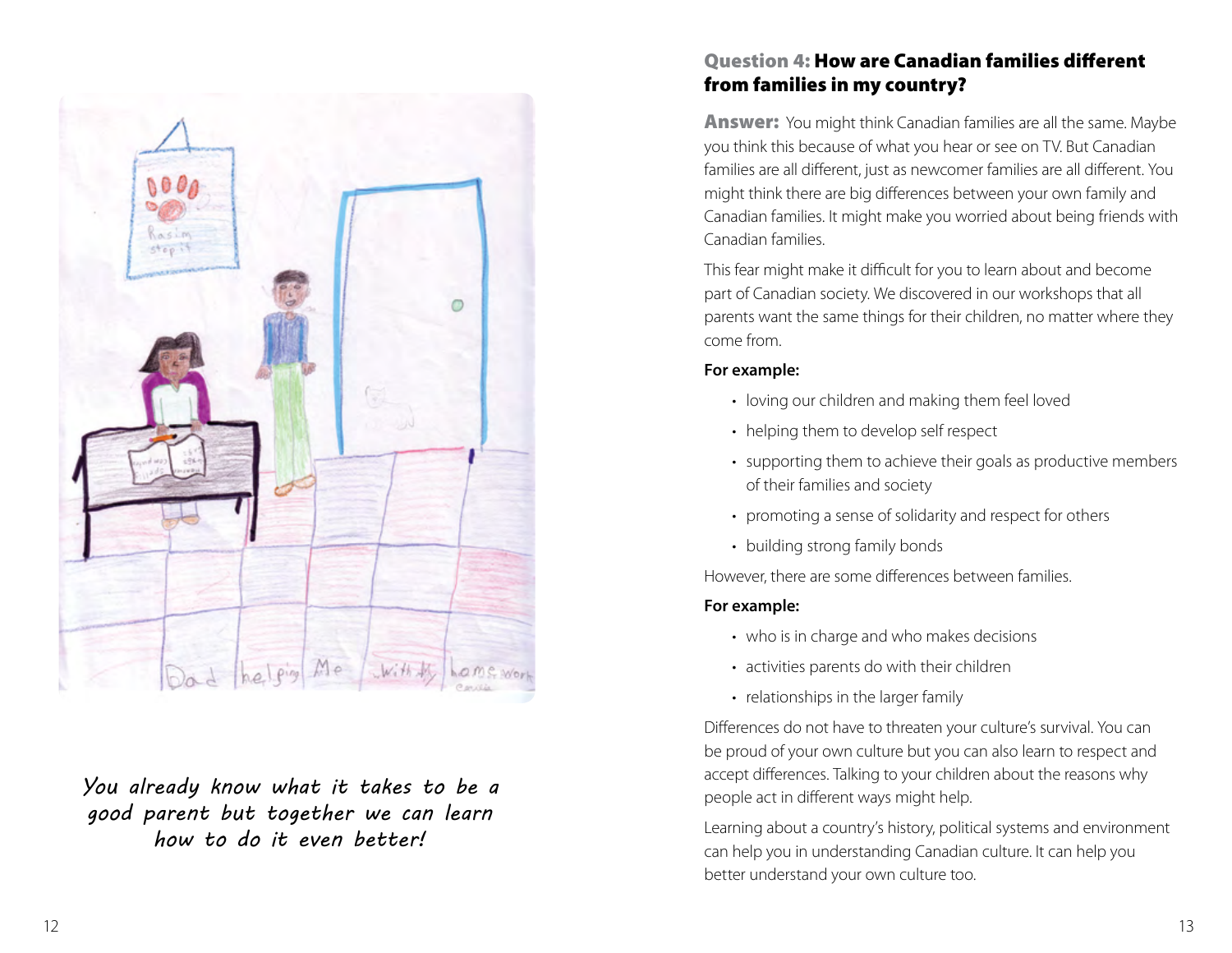*You already know what it takes to be a good parent but together we can learn how to do it even better!*

## Question 4: How are Canadian families different from families in my country?

**Answer:** You might think Canadian families are all the same. Maybe you think this because of what you hear or see on TV. But Canadian families are all different, just as newcomer families are all different. You might think there are big differences between your own family and Canadian families. It might make you worried about being friends with Canadian families.

This fear might make it difficult for you to learn about and become part of Canadian society. We discovered in our workshops that all parents want the same things for their children, no matter where they come from.

**For example:**

- loving our children and making them feel loved
- helping them to develop self respect
- supporting them to achieve their goals as productive members of their families and society
- promoting a sense of solidarity and respect for others
- building strong family bonds

However, there are some differences between families.

**For example:**

- who is in charge and who makes decisions
- activities parents do with their children
- relationships in the larger family

Differences do not have to threaten your culture's survival. You can be proud of your own culture but you can also learn to respect and accept differences. Talking to your children about the reasons why people act in different ways might help.

Learning about a country's history, political systems and environment can help you in understanding Canadian culture. It can help you better understand your own culture too.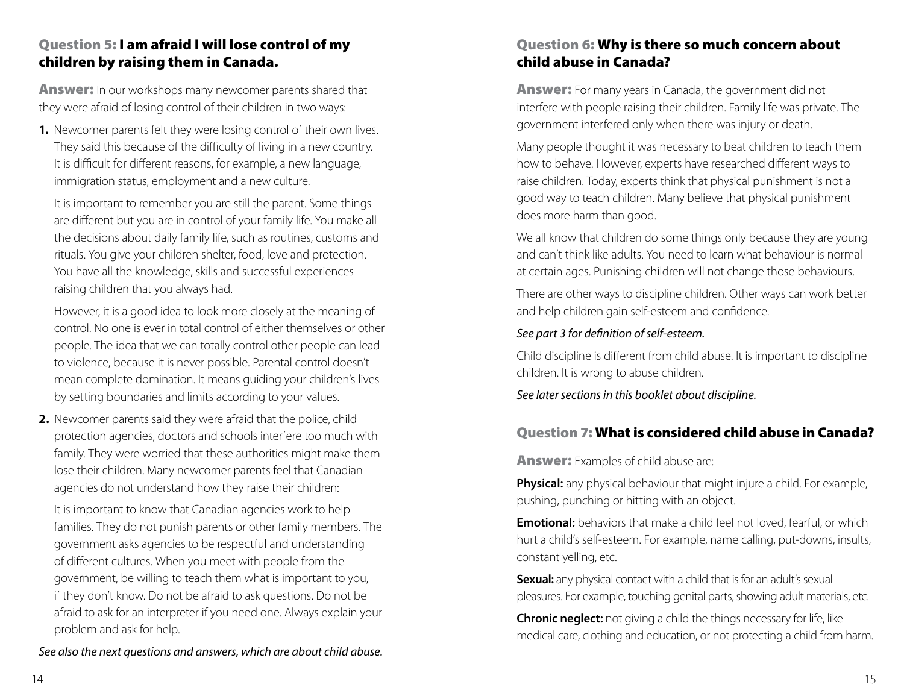## Question 5: I am afraid I will lose control of my children by raising them in Canada.

**Answer:** In our workshops many newcomer parents shared that they were afraid of losing control of their children in two ways:

1. Newcomer parents felt they were losing control of their own lives. They said this because of the difficulty of living in a new country. It is difficult for different reasons, for example, a new language, immigration status, employment and a new culture.

   It is important to remember you are still the parent. Some things are different but you are in control of your family life. You make all the decisions about daily family life, such as routines, customs and rituals. You give your children shelter, food, love and protection. You have all the knowledge, skills and successful experiences raising children that you always had.

   However, it is a good idea to look more closely at the meaning of control. No one is ever in total control of either themselves or other people. The idea that we can totally control other people can lead to violence, because it is never possible. Parental control doesn't mean complete domination. It means guiding your children's lives by setting boundaries and limits according to your values.

2. Newcomer parents said they were afraid that the police, child protection agencies, doctors and schools interfere too much with family. They were worried that these authorities might make them lose their children. Many newcomer parents feel that Canadian agencies do not understand how they raise their children:

   It is important to know that Canadian agencies work to help families. They do not punish parents or other family members. The government asks agencies to be respectful and understanding of different cultures. When you meet with people from the government, be willing to teach them what is important to you, if they don't know. Do not be afraid to ask questions. Do not be afraid to ask for an interpreter if you need one. Always explain your problem and ask for help.

*See also the next questions and answers, which are about child abuse.*

## Question 6: Why is there so much concern about child abuse in Canada?

**Answer:** For many years in Canada, the government did not interfere with people raising their children. Family life was private. The government interfered only when there was injury or death.

Many people thought it was necessary to beat children to teach them how to behave. However, experts have researched different ways to raise children. Today, experts think that physical punishment is not a good way to teach children. Many believe that physical punishment does more harm than good.

We all know that children do some things only because they are young and can't think like adults. You need to learn what behaviour is normal at certain ages. Punishing children will not change those behaviours.

There are other ways to discipline children. Other ways can work better and help children gain self-esteem and confidence.

*See part 3 for definition of self-esteem.*

Child discipline is different from child abuse. It is important to discipline children. It is wrong to abuse children.

*See later sections in this booklet about discipline.*

## Question 7: What is considered child abuse in Canada?

**Answer:** Examples of child abuse are:

**Physical:** any physical behaviour that might injure a child. For example, pushing, punching or hitting with an object.

**Emotional:** behaviors that make a child feel not loved, fearful, or which hurt a child's self-esteem. For example, name calling, put-downs, insults, constant yelling, etc.

**Sexual:** any physical contact with a child that is for an adult's sexual pleasures. For example, touching genital parts, showing adult materials, etc.

**Chronic neglect:** not giving a child the things necessary for life, like medical care, clothing and education, or not protecting a child from harm.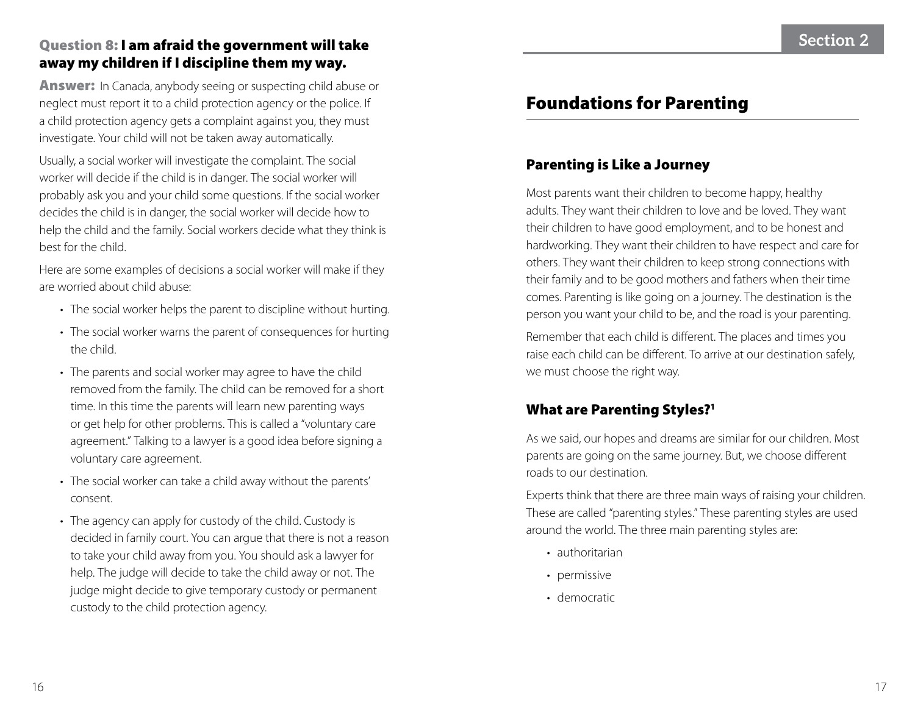### Question 8: I am afraid the government will take away my children if I discipline them my way.

**Answer:** In Canada, anybody seeing or suspecting child abuse or neglect must report it to a child protection agency or the police. If a child protection agency gets a complaint against you, they must investigate. Your child will not be taken away automatically.

Usually, a social worker will investigate the complaint. The social worker will decide if the child is in danger. The social worker will probably ask you and your child some questions. If the social worker decides the child is in danger, the social worker will decide how to help the child and the family. Social workers decide what they think is best for the child.

Here are some examples of decisions a social worker will make if they are worried about child abuse:

- The social worker helps the parent to discipline without hurting.
- The social worker warns the parent of consequences for hurting the child.
- The parents and social worker may agree to have the child removed from the family. The child can be removed for a short time. In this time the parents will learn new parenting ways or get help for other problems. This is called a "voluntary care agreement." Talking to a lawyer is a good idea before signing a voluntary care agreement.
- The social worker can take a child away without the parents' consent.
- The agency can apply for custody of the child. Custody is decided in family court. You can argue that there is not a reason to take your child away from you. You should ask a lawyer for help. The judge will decide to take the child away or not. The judge might decide to give temporary custody or permanent custody to the child protection agency.

Section 2

# Foundations for Parenting

## Parenting is Like a Journey

Most parents want their children to become happy, healthy adults. They want their children to love and be loved. They want their children to have good employment, and to be honest and hardworking. They want their children to have respect and care for others. They want their children to keep strong connections with their family and to be good mothers and fathers when their time comes. Parenting is like going on a journey. The destination is the person you want your child to be, and the road is your parenting.

Remember that each child is different. The places and times you raise each child can be different. To arrive at our destination safely, we must choose the right way.

## What are Parenting Styles?[1]

As we said, our hopes and dreams are similar for our children. Most parents are going on the same journey. But, we choose different roads to our destination.

Experts think that there are three main ways of raising your children. These are called "parenting styles." These parenting styles are used around the world. The three main parenting styles are:

- authoritarian
- permissive
- democratic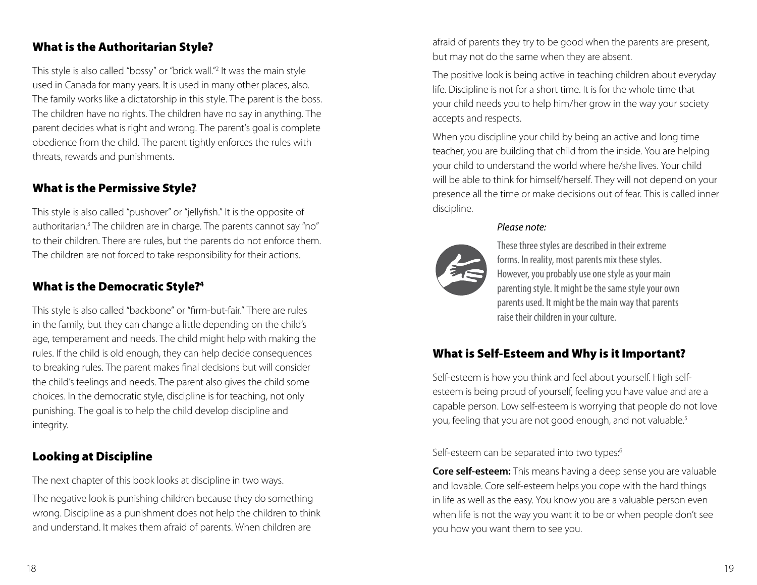## What is the Authoritarian Style?

This style is also called "bossy" or "brick wall."[2] It was the main style used in Canada for many years. It is used in many other places, also. The family works like a dictatorship in this style. The parent is the boss. The children have no rights. The children have no say in anything. The parent decides what is right and wrong. The parent's goal is complete obedience from the child. The parent tightly enforces the rules with threats, rewards and punishments.

## What is the Permissive Style?

This style is also called "pushover" or "jellyfish." It is the opposite of authoritarian.[3] The children are in charge. The parents cannot say "no" to their children. There are rules, but the parents do not enforce them. The children are not forced to take responsibility for their actions.

## What is the Democratic Style?[4]

This style is also called "backbone" or "firm-but-fair." There are rules in the family, but they can change a little depending on the child's age, temperament and needs. The child might help with making the rules. If the child is old enough, they can help decide consequences to breaking rules. The parent makes final decisions but will consider the child's feelings and needs. The parent also gives the child some choices. In the democratic style, discipline is for teaching, not only punishing. The goal is to help the child develop discipline and integrity.

## Looking at Discipline

The next chapter of this book looks at discipline in two ways.

The negative look is punishing children because they do something wrong. Discipline as a punishment does not help the children to think and understand. It makes them afraid of parents. When children are afraid of parents they try to be good when the parents are present, but may not do the same when they are absent.

The positive look is being active in teaching children about everyday life. Discipline is not for a short time. It is for the whole time that your child needs you to help him/her grow in the way your society accepts and respects.

When you discipline your child by being an active and long time teacher, you are building that child from the inside. You are helping your child to understand the world where he/she lives. Your child will be able to think for himself/herself. They will not depend on your presence all the time or make decisions out of fear. This is called inner discipline.

*Please note:*

These three styles are described in their extreme forms. In reality, most parents mix these styles. However, you probably use one style as your main parenting style. It might be the same style your own parents used. It might be the main way that parents raise their children in your culture.

## What is Self-Esteem and Why is it Important?

Self-esteem is how you think and feel about yourself. High self-esteem is being proud of yourself, feeling you have value and are a capable person. Low self-esteem is worrying that people do not love you, feeling that you are not good enough, and not valuable.[5]

Self-esteem can be separated into two types:[6]

**Core self-esteem:** This means having a deep sense you are valuable and lovable. Core self-esteem helps you cope with the hard things in life as well as the easy. You know you are a valuable person even when life is not the way you want it to be or when people don't see you how you want them to see you.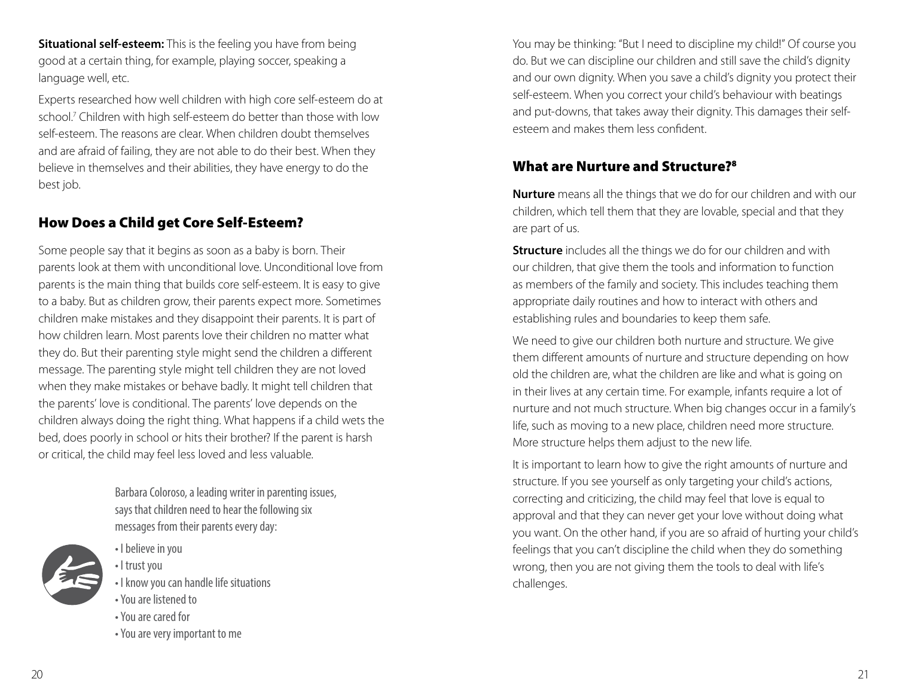**Situational self-esteem:** This is the feeling you have from being good at a certain thing, for example, playing soccer, speaking a language well, etc.

Experts researched how well children with high core self-esteem do at school.[7] Children with high self-esteem do better than those with low self-esteem. The reasons are clear. When children doubt themselves and are afraid of failing, they are not able to do their best. When they believe in themselves and their abilities, they have energy to do the best job.

## How Does a Child get Core Self-Esteem?

Some people say that it begins as soon as a baby is born. Their parents look at them with unconditional love. Unconditional love from parents is the main thing that builds core self-esteem. It is easy to give to a baby. But as children grow, their parents expect more. Sometimes children make mistakes and they disappoint their parents. It is part of how children learn. Most parents love their children no matter what they do. But their parenting style might send the children a different message. The parenting style might tell children they are not loved when they make mistakes or behave badly. It might tell children that the parents' love is conditional. The parents' love depends on the children always doing the right thing. What happens if a child wets the bed, does poorly in school or hits their brother? If the parent is harsh or critical, the child may feel less loved and less valuable.

Barbara Coloroso, a leading writer in parenting issues, says that children need to hear the following six messages from their parents every day:

- I believe in you
- I trust you
- I know you can handle life situations
- You are listened to
- You are cared for
- You are very important to me

You may be thinking: "But I need to discipline my child!" Of course you do. But we can discipline our children and still save the child's dignity and our own dignity. When you save a child's dignity you protect their self-esteem. When you correct your child's behaviour with beatings and put-downs, that takes away their dignity. This damages their self-esteem and makes them less confident.

## What are Nurture and Structure?[8]

**Nurture** means all the things that we do for our children and with our children, which tell them that they are lovable, special and that they are part of us.

**Structure** includes all the things we do for our children and with our children, that give them the tools and information to function as members of the family and society. This includes teaching them appropriate daily routines and how to interact with others and establishing rules and boundaries to keep them safe.

We need to give our children both nurture and structure. We give them different amounts of nurture and structure depending on how old the children are, what the children are like and what is going on in their lives at any certain time. For example, infants require a lot of nurture and not much structure. When big changes occur in a family's life, such as moving to a new place, children need more structure. More structure helps them adjust to the new life.

It is important to learn how to give the right amounts of nurture and structure. If you see yourself as only targeting your child's actions, correcting and criticizing, the child may feel that love is equal to approval and that they can never get your love without doing what you want. On the other hand, if you are so afraid of hurting your child's feelings that you can't discipline the child when they do something wrong, then you are not giving them the tools to deal with life's challenges.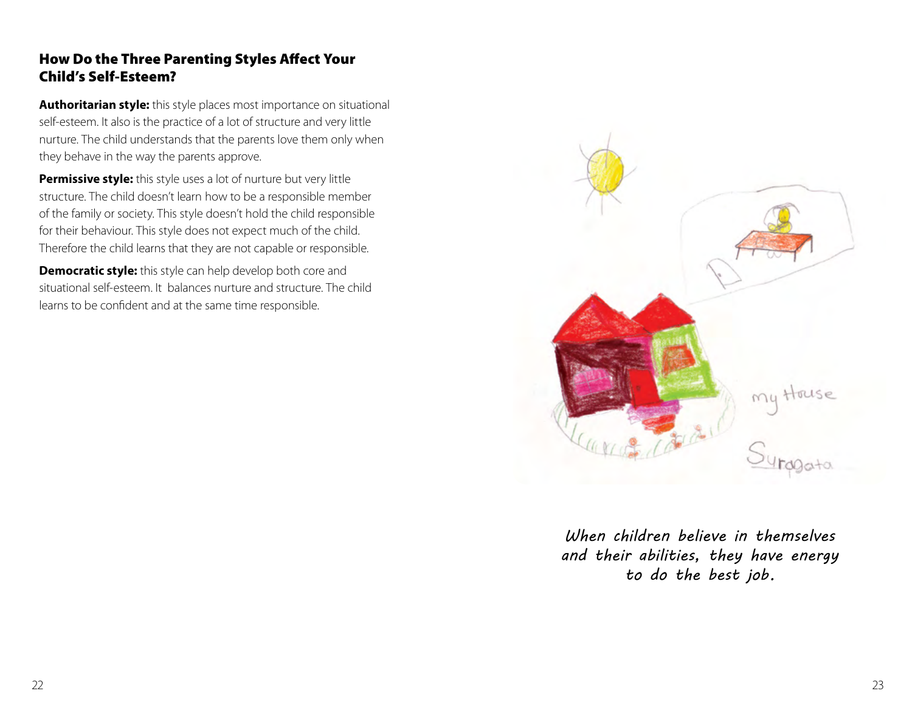## How Do the Three Parenting Styles Affect Your Child's Self-Esteem?

**Authoritarian style:** this style places most importance on situational self-esteem. It also is the practice of a lot of structure and very little nurture. The child understands that the parents love them only when they behave in the way the parents approve.

**Permissive style:** this style uses a lot of nurture but very little structure. The child doesn't learn how to be a responsible member of the family or society. This style doesn't hold the child responsible for their behaviour. This style does not expect much of the child. Therefore the child learns that they are not capable or responsible.

**Democratic style:** this style can help develop both core and situational self-esteem. It balances nurture and structure. The child learns to be confident and at the same time responsible.

*When children believe in themselves and their abilities, they have energy to do the best job.*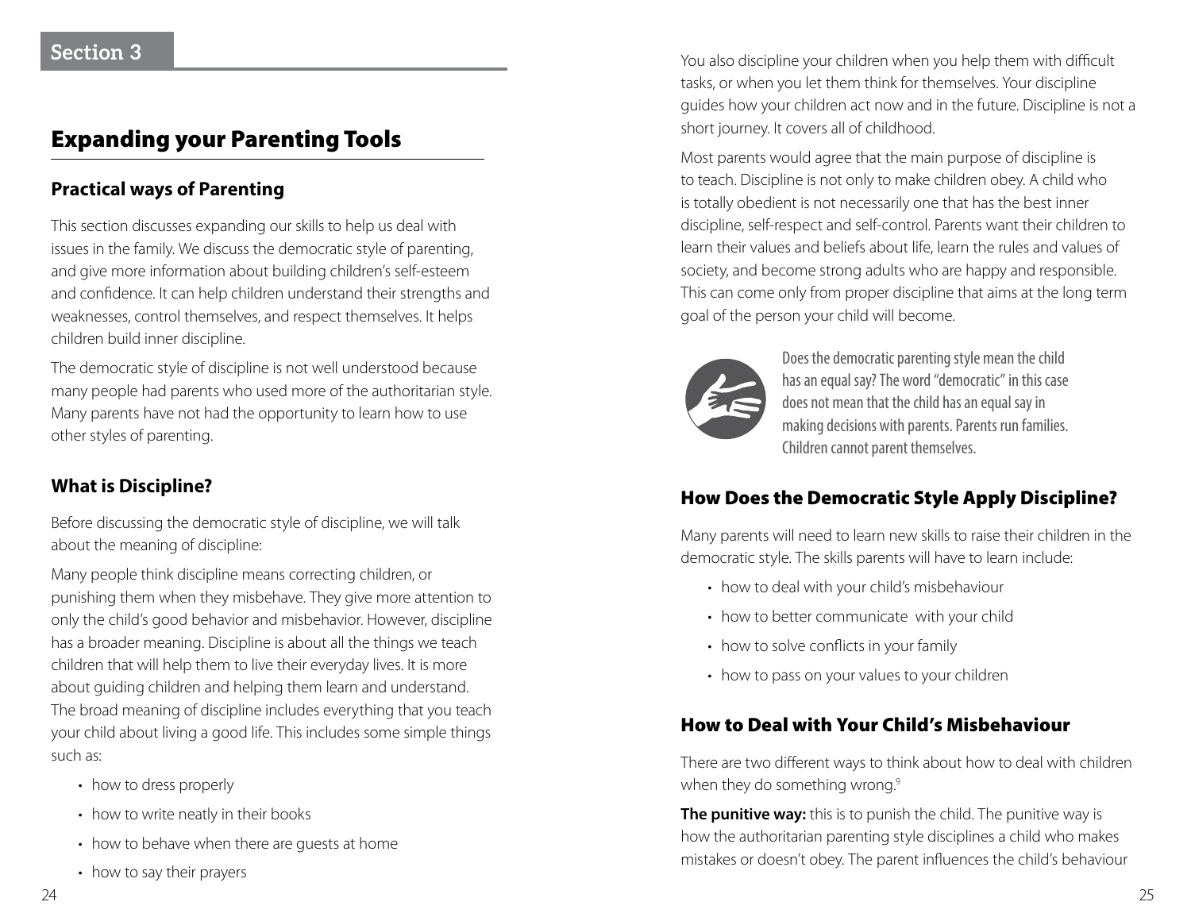Section 3

# Expanding your Parenting Tools

## Practical ways of Parenting

This section discusses expanding our skills to help us deal with issues in the family. We discuss the democratic style of parenting, and give more information about building children's self-esteem and confidence. It can help children understand their strengths and weaknesses, control themselves, and respect themselves. It helps children build inner discipline.

The democratic style of discipline is not well understood because many people had parents who used more of the authoritarian style. Many parents have not had the opportunity to learn how to use other styles of parenting.

## What is Discipline?

Before discussing the democratic style of discipline, we will talk about the meaning of discipline:

Many people think discipline means correcting children, or punishing them when they misbehave. They give more attention to only the child's good behavior and misbehavior. However, discipline has a broader meaning. Discipline is about all the things we teach children that will help them to live their everyday lives. It is more about guiding children and helping them learn and understand. The broad meaning of discipline includes everything that you teach your child about living a good life. This includes some simple things such as:

- how to dress properly
- how to write neatly in their books
- how to behave when there are guests at home
- how to say their prayers

You also discipline your children when you help them with difficult tasks, or when you let them think for themselves. Your discipline guides how your children act now and in the future. Discipline is not a short journey. It covers all of childhood.

Most parents would agree that the main purpose of discipline is to teach. Discipline is not only to make children obey. A child who is totally obedient is not necessarily one that has the best inner discipline, self-respect and self-control. Parents want their children to learn their values and beliefs about life, learn the rules and values of society, and become strong adults who are happy and responsible. This can come only from proper discipline that aims at the long term goal of the person your child will become.

Does the democratic parenting style mean the child has an equal say? The word "democratic" in this case does not mean that the child has an equal say in making decisions with parents. Parents run families. Children cannot parent themselves.

## How Does the Democratic Style Apply Discipline?

Many parents will need to learn new skills to raise their children in the democratic style. The skills parents will have to learn include:

- how to deal with your child's misbehaviour
- how to better communicate with your child
- how to solve conflicts in your family
- how to pass on your values to your children

## How to Deal with Your Child's Misbehaviour

There are two different ways to think about how to deal with children when they do something wrong.[9]

**The punitive way:** this is to punish the child. The punitive way is how the authoritarian parenting style disciplines a child who makes mistakes or doesn't obey. The parent influences the child's behaviour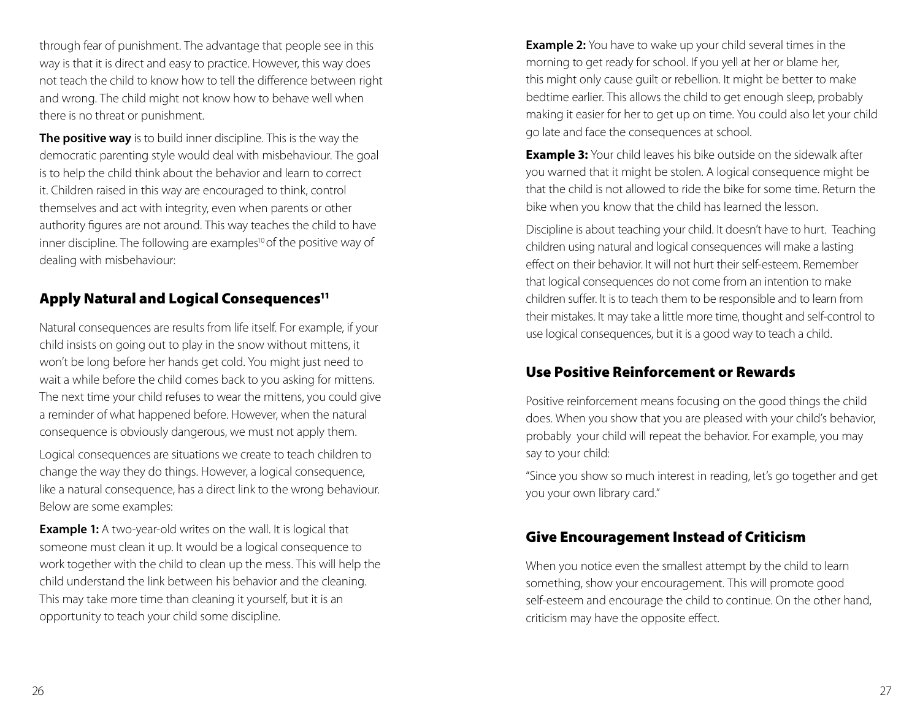through fear of punishment. The advantage that people see in this way is that it is direct and easy to practice. However, this way does not teach the child to know how to tell the difference between right and wrong. The child might not know how to behave well when there is no threat or punishment.

**The positive way** is to build inner discipline. This is the way the democratic parenting style would deal with misbehaviour. The goal is to help the child think about the behavior and learn to correct it. Children raised in this way are encouraged to think, control themselves and act with integrity, even when parents or other authority figures are not around. This way teaches the child to have inner discipline. The following are examples[10] of the positive way of dealing with misbehaviour:

## Apply Natural and Logical Consequences[11]

Natural consequences are results from life itself. For example, if your child insists on going out to play in the snow without mittens, it won't be long before her hands get cold. You might just need to wait a while before the child comes back to you asking for mittens. The next time your child refuses to wear the mittens, you could give a reminder of what happened before. However, when the natural consequence is obviously dangerous, we must not apply them.

Logical consequences are situations we create to teach children to change the way they do things. However, a logical consequence, like a natural consequence, has a direct link to the wrong behaviour. Below are some examples:

**Example 1:** A two-year-old writes on the wall. It is logical that someone must clean it up. It would be a logical consequence to work together with the child to clean up the mess. This will help the child understand the link between his behavior and the cleaning. This may take more time than cleaning it yourself, but it is an opportunity to teach your child some discipline.

**Example 2:** You have to wake up your child several times in the morning to get ready for school. If you yell at her or blame her, this might only cause guilt or rebellion. It might be better to make bedtime earlier. This allows the child to get enough sleep, probably making it easier for her to get up on time. You could also let your child go late and face the consequences at school.

**Example 3:** Your child leaves his bike outside on the sidewalk after you warned that it might be stolen. A logical consequence might be that the child is not allowed to ride the bike for some time. Return the bike when you know that the child has learned the lesson.

Discipline is about teaching your child. It doesn't have to hurt. Teaching children using natural and logical consequences will make a lasting effect on their behavior. It will not hurt their self-esteem. Remember that logical consequences do not come from an intention to make children suffer. It is to teach them to be responsible and to learn from their mistakes. It may take a little more time, thought and self-control to use logical consequences, but it is a good way to teach a child.

## Use Positive Reinforcement or Rewards

Positive reinforcement means focusing on the good things the child does. When you show that you are pleased with your child's behavior, probably your child will repeat the behavior. For example, you may say to your child:

"Since you show so much interest in reading, let's go together and get you your own library card."

## Give Encouragement Instead of Criticism

When you notice even the smallest attempt by the child to learn something, show your encouragement. This will promote good self-esteem and encourage the child to continue. On the other hand, criticism may have the opposite effect.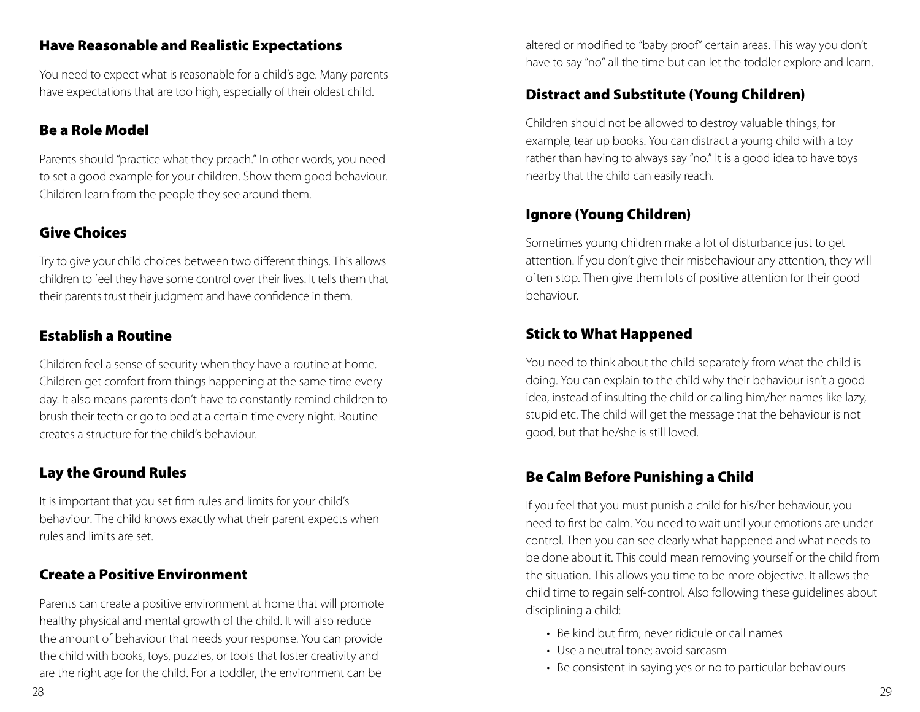## Have Reasonable and Realistic Expectations

You need to expect what is reasonable for a child's age. Many parents have expectations that are too high, especially of their oldest child.

## Be a Role Model

Parents should "practice what they preach." In other words, you need to set a good example for your children. Show them good behaviour. Children learn from the people they see around them.

## Give Choices

Try to give your child choices between two different things. This allows children to feel they have some control over their lives. It tells them that their parents trust their judgment and have confidence in them.

## Establish a Routine

Children feel a sense of security when they have a routine at home. Children get comfort from things happening at the same time every day. It also means parents don't have to constantly remind children to brush their teeth or go to bed at a certain time every night. Routine creates a structure for the child's behaviour.

## Lay the Ground Rules

It is important that you set firm rules and limits for your child's behaviour. The child knows exactly what their parent expects when rules and limits are set.

## Create a Positive Environment

Parents can create a positive environment at home that will promote healthy physical and mental growth of the child. It will also reduce the amount of behaviour that needs your response. You can provide the child with books, toys, puzzles, or tools that foster creativity and are the right age for the child. For a toddler, the environment can be altered or modified to "baby proof" certain areas. This way you don't have to say "no" all the time but can let the toddler explore and learn.

## Distract and Substitute (Young Children)

Children should not be allowed to destroy valuable things, for example, tear up books. You can distract a young child with a toy rather than having to always say "no." It is a good idea to have toys nearby that the child can easily reach.

## Ignore (Young Children)

Sometimes young children make a lot of disturbance just to get attention. If you don't give their misbehaviour any attention, they will often stop. Then give them lots of positive attention for their good behaviour.

## Stick to What Happened

You need to think about the child separately from what the child is doing. You can explain to the child why their behaviour isn't a good idea, instead of insulting the child or calling him/her names like lazy, stupid etc. The child will get the message that the behaviour is not good, but that he/she is still loved.

## Be Calm Before Punishing a Child

If you feel that you must punish a child for his/her behaviour, you need to first be calm. You need to wait until your emotions are under control. Then you can see clearly what happened and what needs to be done about it. This could mean removing yourself or the child from the situation. This allows you time to be more objective. It allows the child time to regain self-control. Also following these guidelines about disciplining a child:

- Be kind but firm; never ridicule or call names
- Use a neutral tone; avoid sarcasm
- Be consistent in saying yes or no to particular behaviours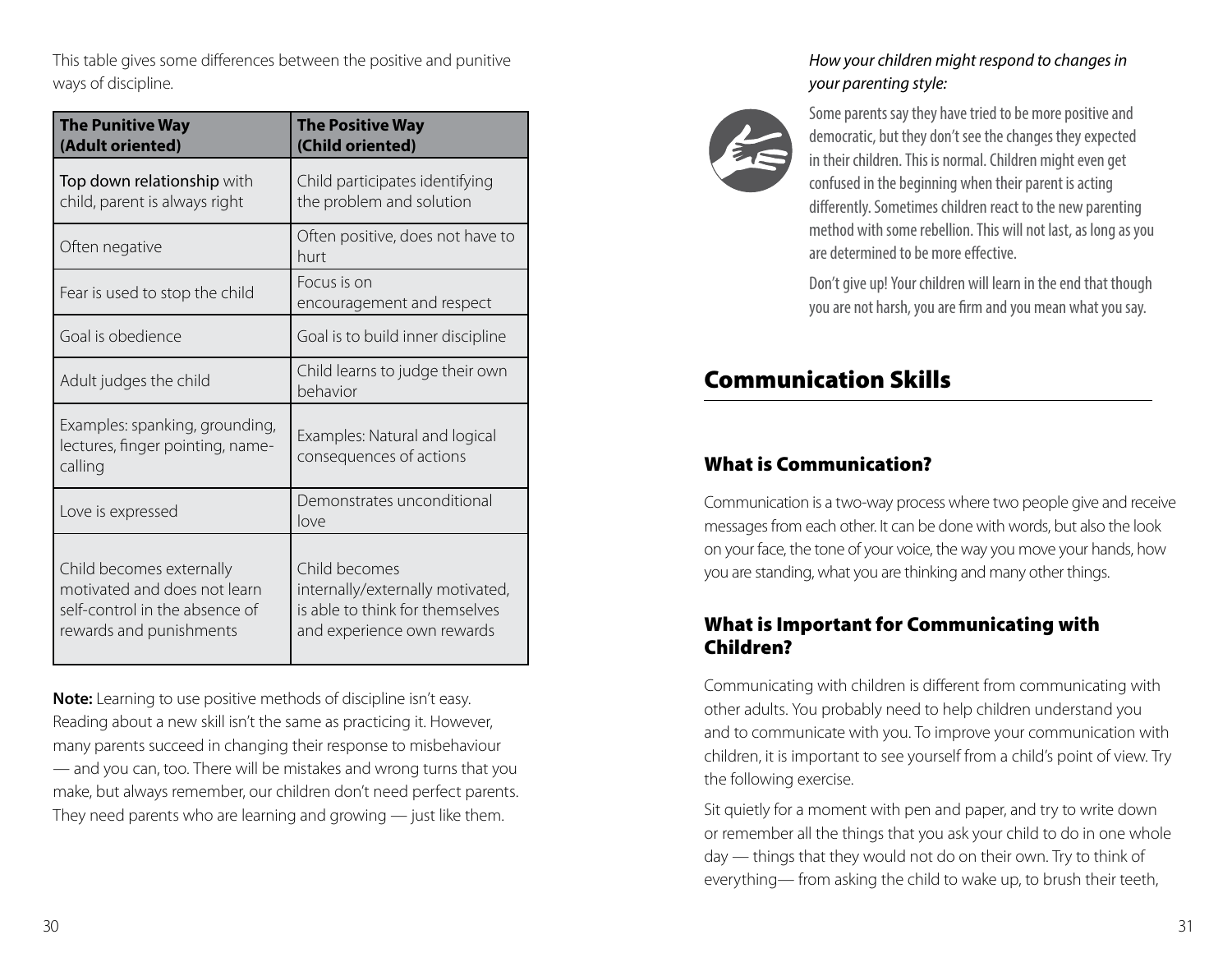This table gives some differences between the positive and punitive ways of discipline.

| **The Punitive Way (Adult oriented)** | **The Positive Way (Child oriented)** |
| --- | --- |
| Top down relationship with child, parent is always right | Child participates identifying the problem and solution |
| Often negative | Often positive, does not have to hurt |
| Fear is used to stop the child | Focus is on encouragement and respect |
| Goal is obedience | Goal is to build inner discipline |
| Adult judges the child | Child learns to judge their own behavior |
| Examples: spanking, grounding, lectures, finger pointing, name-calling | Examples: Natural and logical consequences of actions |
| Love is expressed | Demonstrates unconditional love |
| Child becomes externally motivated and does not learn self-control in the absence of rewards and punishments | Child becomes internally/externally motivated, is able to think for themselves and experience own rewards |

**Note:** Learning to use positive methods of discipline isn't easy. Reading about a new skill isn't the same as practicing it. However, many parents succeed in changing their response to misbehaviour — and you can, too. There will be mistakes and wrong turns that you make, but always remember, our children don't need perfect parents. They need parents who are learning and growing — just like them.

*How your children might respond to changes in your parenting style:*

Some parents say they have tried to be more positive and democratic, but they don't see the changes they expected in their children. This is normal. Children might even get confused in the beginning when their parent is acting differently. Sometimes children react to the new parenting method with some rebellion. This will not last, as long as you are determined to be more effective.

Don't give up! Your children will learn in the end that though you are not harsh, you are firm and you mean what you say.

# Communication Skills

## What is Communication?

Communication is a two-way process where two people give and receive messages from each other. It can be done with words, but also the look on your face, the tone of your voice, the way you move your hands, how you are standing, what you are thinking and many other things.

## What is Important for Communicating with Children?

Communicating with children is different from communicating with other adults. You probably need to help children understand you and to communicate with you. To improve your communication with children, it is important to see yourself from a child's point of view. Try the following exercise.

Sit quietly for a moment with pen and paper, and try to write down or remember all the things that you ask your child to do in one whole day — things that they would not do on their own. Try to think of everything— from asking the child to wake up, to brush their teeth,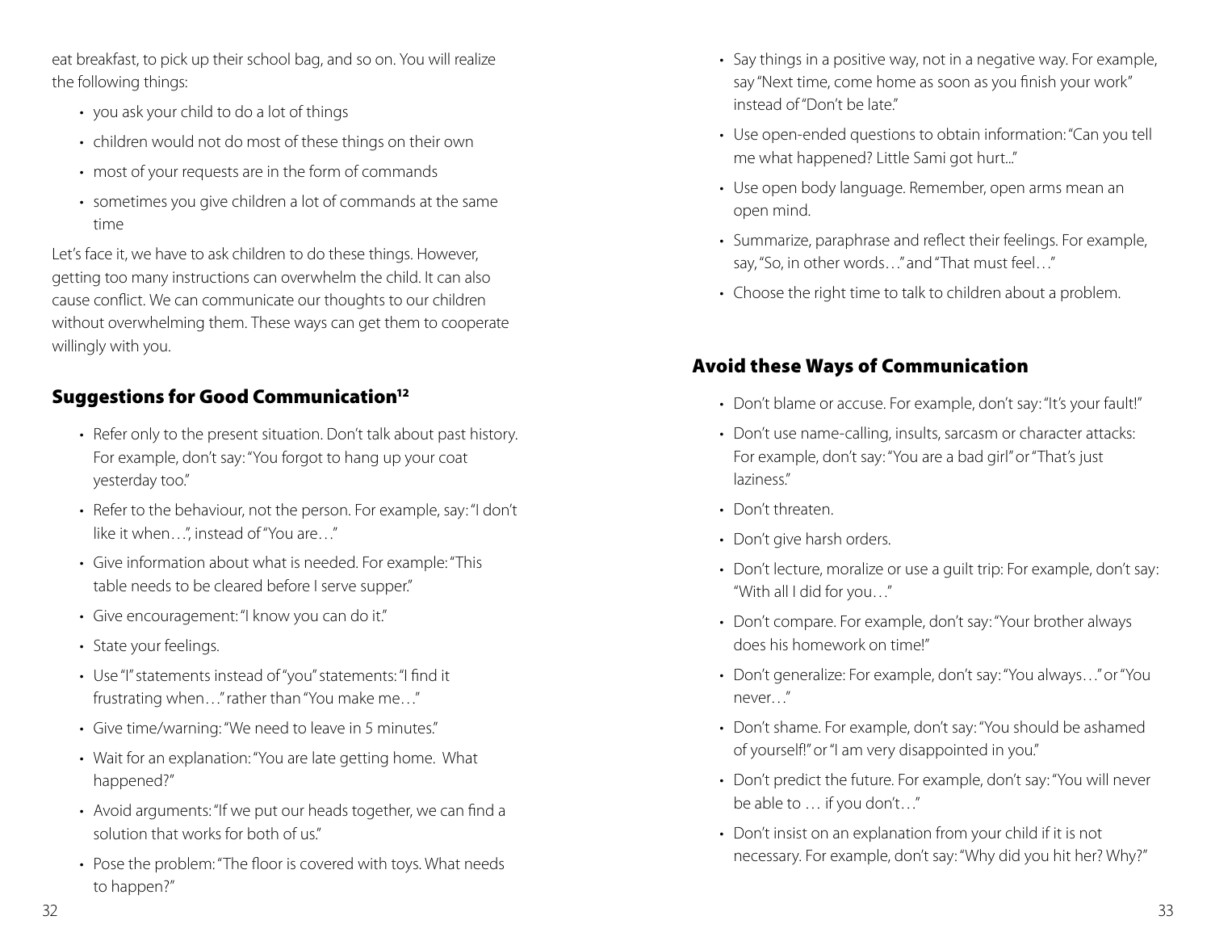eat breakfast, to pick up their school bag, and so on. You will realize the following things:

- you ask your child to do a lot of things
- children would not do most of these things on their own
- most of your requests are in the form of commands
- sometimes you give children a lot of commands at the same time

Let's face it, we have to ask children to do these things. However, getting too many instructions can overwhelm the child. It can also cause conflict. We can communicate our thoughts to our children without overwhelming them. These ways can get them to cooperate willingly with you.

## Suggestions for Good Communication[12]

- Refer only to the present situation. Don't talk about past history. For example, don't say: "You forgot to hang up your coat yesterday too."
- Refer to the behaviour, not the person. For example, say: "I don't like it when…", instead of "You are…"
- Give information about what is needed. For example: "This table needs to be cleared before I serve supper."
- Give encouragement: "I know you can do it."
- State your feelings.
- Use "I" statements instead of "you" statements: "I find it frustrating when…" rather than "You make me…"
- Give time/warning: "We need to leave in 5 minutes."
- Wait for an explanation: "You are late getting home. What happened?"
- Avoid arguments: "If we put our heads together, we can find a solution that works for both of us."
- Pose the problem: "The floor is covered with toys. What needs to happen?"
- Say things in a positive way, not in a negative way. For example, say "Next time, come home as soon as you finish your work" instead of "Don't be late."
- Use open-ended questions to obtain information: "Can you tell me what happened? Little Sami got hurt..."
- Use open body language. Remember, open arms mean an open mind.
- Summarize, paraphrase and reflect their feelings. For example, say, "So, in other words…" and "That must feel…"
- Choose the right time to talk to children about a problem.

## Avoid these Ways of Communication

- Don't blame or accuse. For example, don't say: "It's your fault!"
- Don't use name-calling, insults, sarcasm or character attacks: For example, don't say: "You are a bad girl" or "That's just laziness."
- Don't threaten.
- Don't give harsh orders.
- Don't lecture, moralize or use a guilt trip: For example, don't say: "With all I did for you…"
- Don't compare. For example, don't say: "Your brother always does his homework on time!"
- Don't generalize: For example, don't say: "You always…" or "You never…"
- Don't shame. For example, don't say: "You should be ashamed of yourself!" or "I am very disappointed in you."
- Don't predict the future. For example, don't say: "You will never be able to … if you don't…"
- Don't insist on an explanation from your child if it is not necessary. For example, don't say: "Why did you hit her? Why?"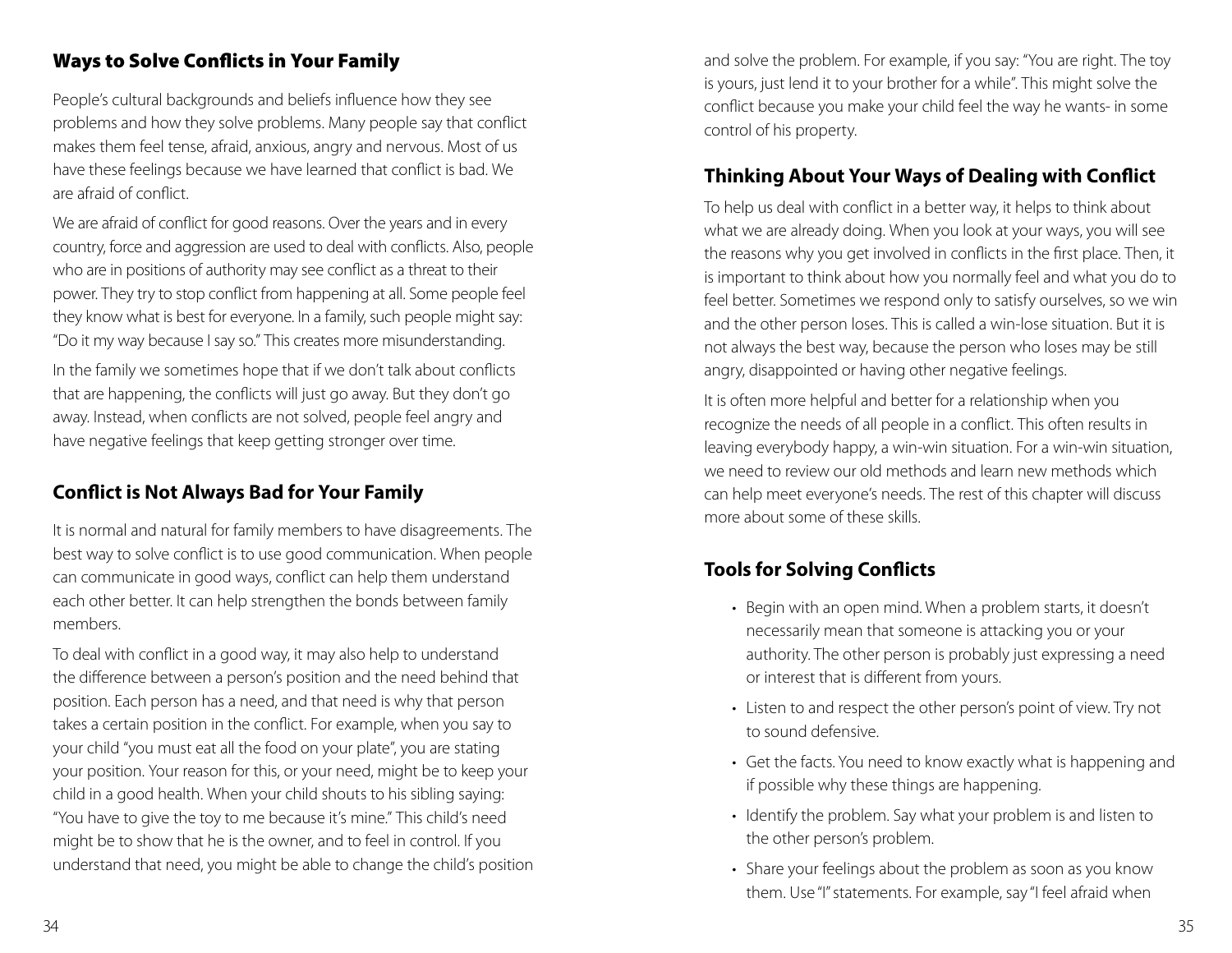## Ways to Solve Conflicts in Your Family

People's cultural backgrounds and beliefs influence how they see problems and how they solve problems. Many people say that conflict makes them feel tense, afraid, anxious, angry and nervous. Most of us have these feelings because we have learned that conflict is bad. We are afraid of conflict.

We are afraid of conflict for good reasons. Over the years and in every country, force and aggression are used to deal with conflicts. Also, people who are in positions of authority may see conflict as a threat to their power. They try to stop conflict from happening at all. Some people feel they know what is best for everyone. In a family, such people might say: "Do it my way because I say so." This creates more misunderstanding.

In the family we sometimes hope that if we don't talk about conflicts that are happening, the conflicts will just go away. But they don't go away. Instead, when conflicts are not solved, people feel angry and have negative feelings that keep getting stronger over time.

### Conflict is Not Always Bad for Your Family

It is normal and natural for family members to have disagreements. The best way to solve conflict is to use good communication. When people can communicate in good ways, conflict can help them understand each other better. It can help strengthen the bonds between family members.

To deal with conflict in a good way, it may also help to understand the difference between a person's position and the need behind that position. Each person has a need, and that need is why that person takes a certain position in the conflict. For example, when you say to your child "you must eat all the food on your plate", you are stating your position. Your reason for this, or your need, might be to keep your child in a good health. When your child shouts to his sibling saying: "You have to give the toy to me because it's mine." This child's need might be to show that he is the owner, and to feel in control. If you understand that need, you might be able to change the child's position and solve the problem. For example, if you say: "You are right. The toy is yours, just lend it to your brother for a while". This might solve the conflict because you make your child feel the way he wants- in some control of his property.

### Thinking About Your Ways of Dealing with Conflict

To help us deal with conflict in a better way, it helps to think about what we are already doing. When you look at your ways, you will see the reasons why you get involved in conflicts in the first place. Then, it is important to think about how you normally feel and what you do to feel better. Sometimes we respond only to satisfy ourselves, so we win and the other person loses. This is called a win-lose situation. But it is not always the best way, because the person who loses may be still angry, disappointed or having other negative feelings.

It is often more helpful and better for a relationship when you recognize the needs of all people in a conflict. This often results in leaving everybody happy, a win-win situation. For a win-win situation, we need to review our old methods and learn new methods which can help meet everyone's needs. The rest of this chapter will discuss more about some of these skills.

### Tools for Solving Conflicts

- Begin with an open mind. When a problem starts, it doesn't necessarily mean that someone is attacking you or your authority. The other person is probably just expressing a need or interest that is different from yours.
- Listen to and respect the other person's point of view. Try not to sound defensive.
- Get the facts. You need to know exactly what is happening and if possible why these things are happening.
- Identify the problem. Say what your problem is and listen to the other person's problem.
- Share your feelings about the problem as soon as you know them. Use "I" statements. For example, say "I feel afraid when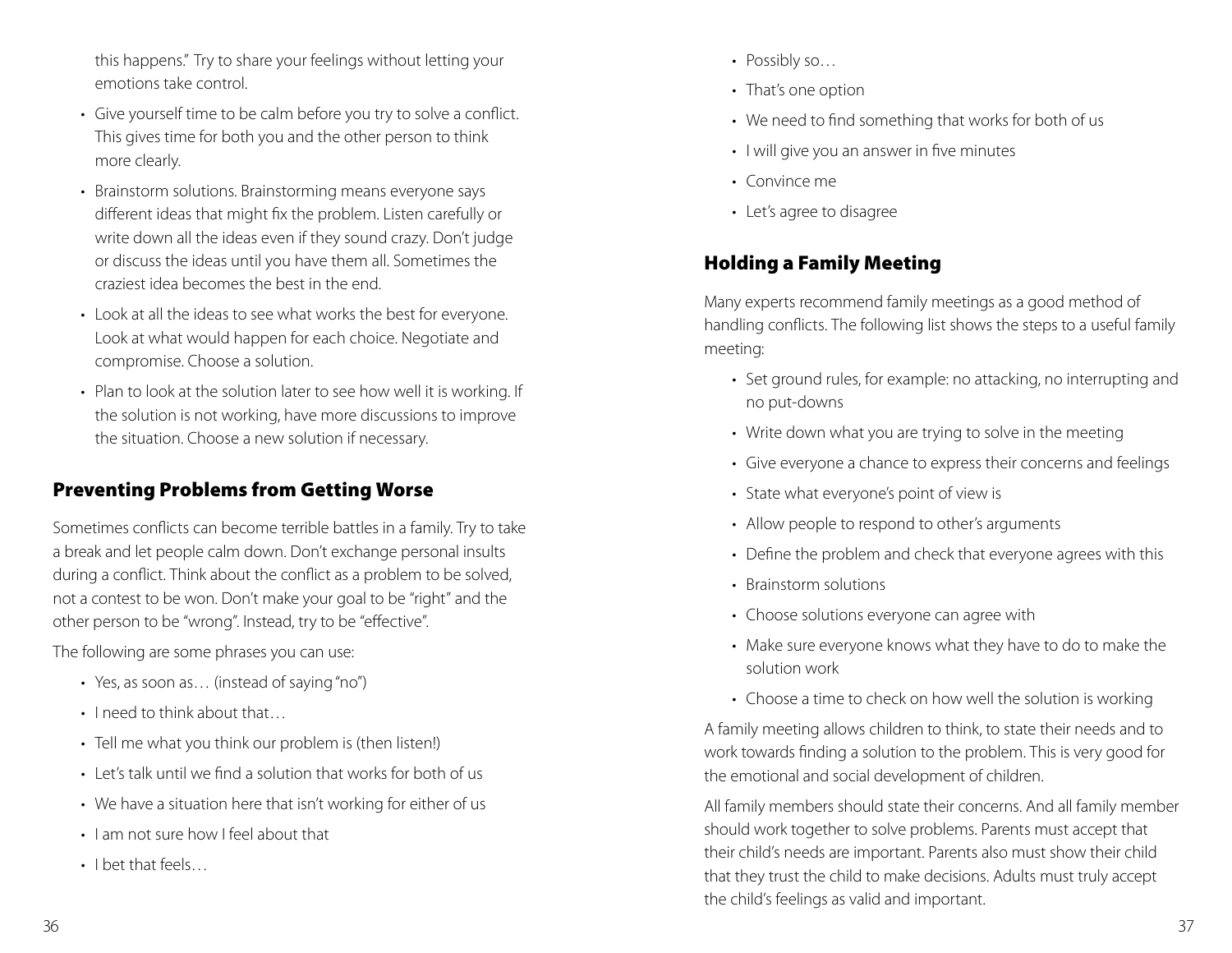this happens." Try to share your feelings without letting your emotions take control.

- Give yourself time to be calm before you try to solve a conflict. This gives time for both you and the other person to think more clearly.
- Brainstorm solutions. Brainstorming means everyone says different ideas that might fix the problem. Listen carefully or write down all the ideas even if they sound crazy. Don't judge or discuss the ideas until you have them all. Sometimes the craziest idea becomes the best in the end.
- Look at all the ideas to see what works the best for everyone. Look at what would happen for each choice. Negotiate and compromise. Choose a solution.
- Plan to look at the solution later to see how well it is working. If the solution is not working, have more discussions to improve the situation. Choose a new solution if necessary.

## Preventing Problems from Getting Worse

Sometimes conflicts can become terrible battles in a family. Try to take a break and let people calm down. Don't exchange personal insults during a conflict. Think about the conflict as a problem to be solved, not a contest to be won. Don't make your goal to be "right" and the other person to be "wrong". Instead, try to be "effective".

The following are some phrases you can use:

- Yes, as soon as… (instead of saying "no")
- I need to think about that…
- Tell me what you think our problem is (then listen!)
- Let's talk until we find a solution that works for both of us
- We have a situation here that isn't working for either of us
- I am not sure how I feel about that
- I bet that feels…
- Possibly so…
- That's one option
- We need to find something that works for both of us
- I will give you an answer in five minutes
- Convince me
- Let's agree to disagree

## Holding a Family Meeting

Many experts recommend family meetings as a good method of handling conflicts. The following list shows the steps to a useful family meeting:

- Set ground rules, for example: no attacking, no interrupting and no put-downs
- Write down what you are trying to solve in the meeting
- Give everyone a chance to express their concerns and feelings
- State what everyone's point of view is
- Allow people to respond to other's arguments
- Define the problem and check that everyone agrees with this
- Brainstorm solutions
- Choose solutions everyone can agree with
- Make sure everyone knows what they have to do to make the solution work
- Choose a time to check on how well the solution is working

A family meeting allows children to think, to state their needs and to work towards finding a solution to the problem. This is very good for the emotional and social development of children.

All family members should state their concerns. And all family member should work together to solve problems. Parents must accept that their child's needs are important. Parents also must show their child that they trust the child to make decisions. Adults must truly accept the child's feelings as valid and important.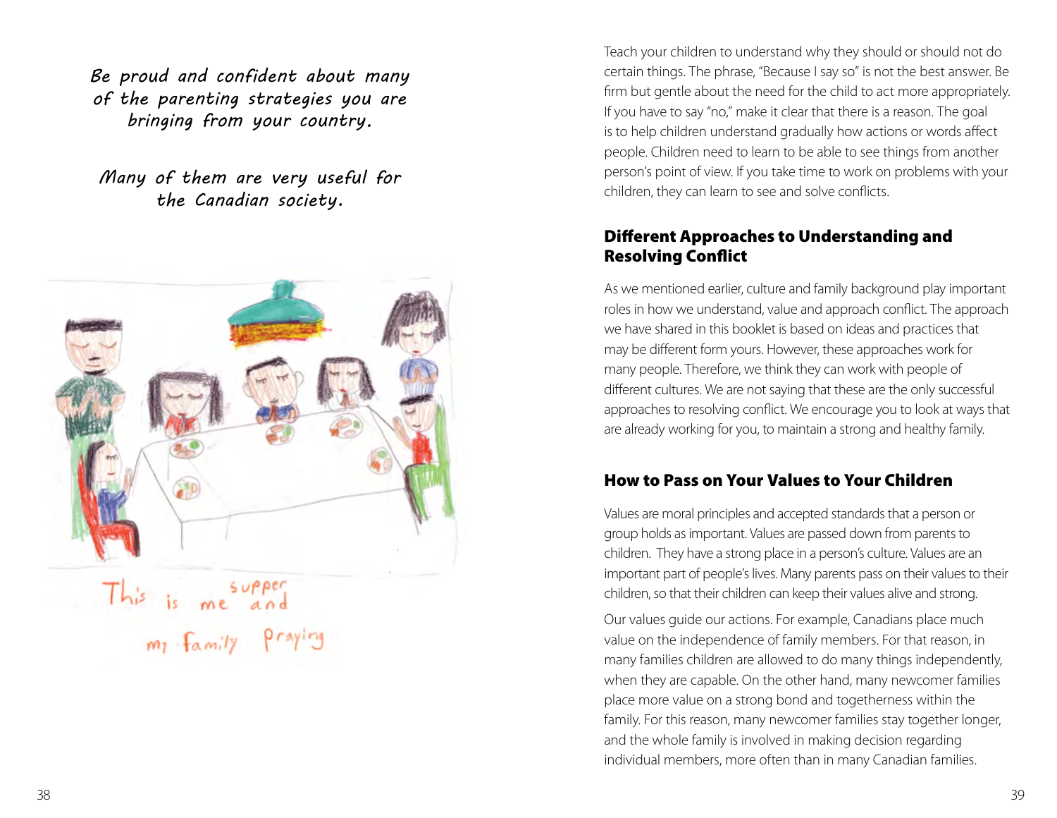*Be proud and confident about many of the parenting strategies you are bringing from your country.*

*Many of them are very useful for the Canadian society.*

This is me and my family praying supper

Teach your children to understand why they should or should not do certain things. The phrase, "Because I say so" is not the best answer. Be firm but gentle about the need for the child to act more appropriately. If you have to say "no," make it clear that there is a reason. The goal is to help children understand gradually how actions or words affect people. Children need to learn to be able to see things from another person's point of view. If you take time to work on problems with your children, they can learn to see and solve conflicts.

## Different Approaches to Understanding and Resolving Conflict

As we mentioned earlier, culture and family background play important roles in how we understand, value and approach conflict. The approach we have shared in this booklet is based on ideas and practices that may be different form yours. However, these approaches work for many people. Therefore, we think they can work with people of different cultures. We are not saying that these are the only successful approaches to resolving conflict. We encourage you to look at ways that are already working for you, to maintain a strong and healthy family.

## How to Pass on Your Values to Your Children

Values are moral principles and accepted standards that a person or group holds as important. Values are passed down from parents to children. They have a strong place in a person's culture. Values are an important part of people's lives. Many parents pass on their values to their children, so that their children can keep their values alive and strong.

Our values guide our actions. For example, Canadians place much value on the independence of family members. For that reason, in many families children are allowed to do many things independently, when they are capable. On the other hand, many newcomer families place more value on a strong bond and togetherness within the family. For this reason, many newcomer families stay together longer, and the whole family is involved in making decision regarding individual members, more often than in many Canadian families.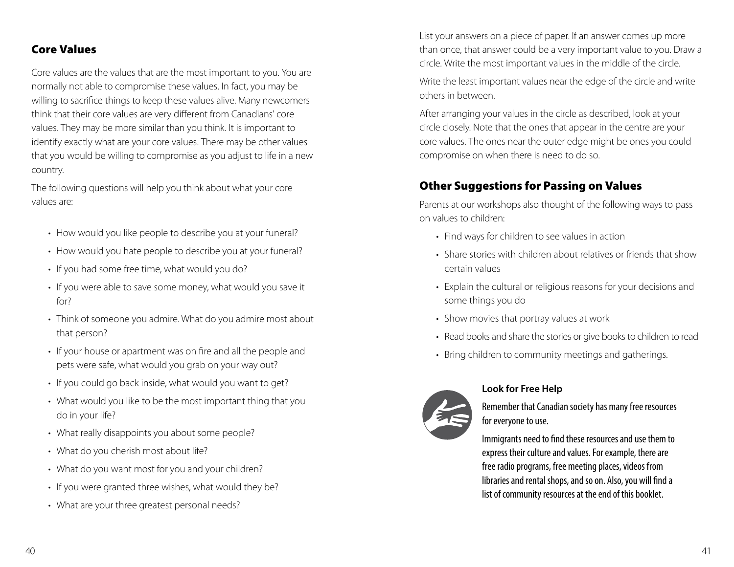## Core Values

Core values are the values that are the most important to you. You are normally not able to compromise these values. In fact, you may be willing to sacrifice things to keep these values alive. Many newcomers think that their core values are very different from Canadians' core values. They may be more similar than you think. It is important to identify exactly what are your core values. There may be other values that you would be willing to compromise as you adjust to life in a new country.

The following questions will help you think about what your core values are:

- How would you like people to describe you at your funeral?
- How would you hate people to describe you at your funeral?
- If you had some free time, what would you do?
- If you were able to save some money, what would you save it for?
- Think of someone you admire. What do you admire most about that person?
- If your house or apartment was on fire and all the people and pets were safe, what would you grab on your way out?
- If you could go back inside, what would you want to get?
- What would you like to be the most important thing that you do in your life?
- What really disappoints you about some people?
- What do you cherish most about life?
- What do you want most for you and your children?
- If you were granted three wishes, what would they be?
- What are your three greatest personal needs?

List your answers on a piece of paper. If an answer comes up more than once, that answer could be a very important value to you. Draw a circle. Write the most important values in the middle of the circle.

Write the least important values near the edge of the circle and write others in between.

After arranging your values in the circle as described, look at your circle closely. Note that the ones that appear in the centre are your core values. The ones near the outer edge might be ones you could compromise on when there is need to do so.

## Other Suggestions for Passing on Values

Parents at our workshops also thought of the following ways to pass on values to children:

- Find ways for children to see values in action
- Share stories with children about relatives or friends that show certain values
- Explain the cultural or religious reasons for your decisions and some things you do
- Show movies that portray values at work
- Read books and share the stories or give books to children to read
- Bring children to community meetings and gatherings.

**Look for Free Help**

Remember that Canadian society has many free resources for everyone to use.

Immigrants need to find these resources and use them to express their culture and values. For example, there are free radio programs, free meeting places, videos from libraries and rental shops, and so on. Also, you will find a list of community resources at the end of this booklet.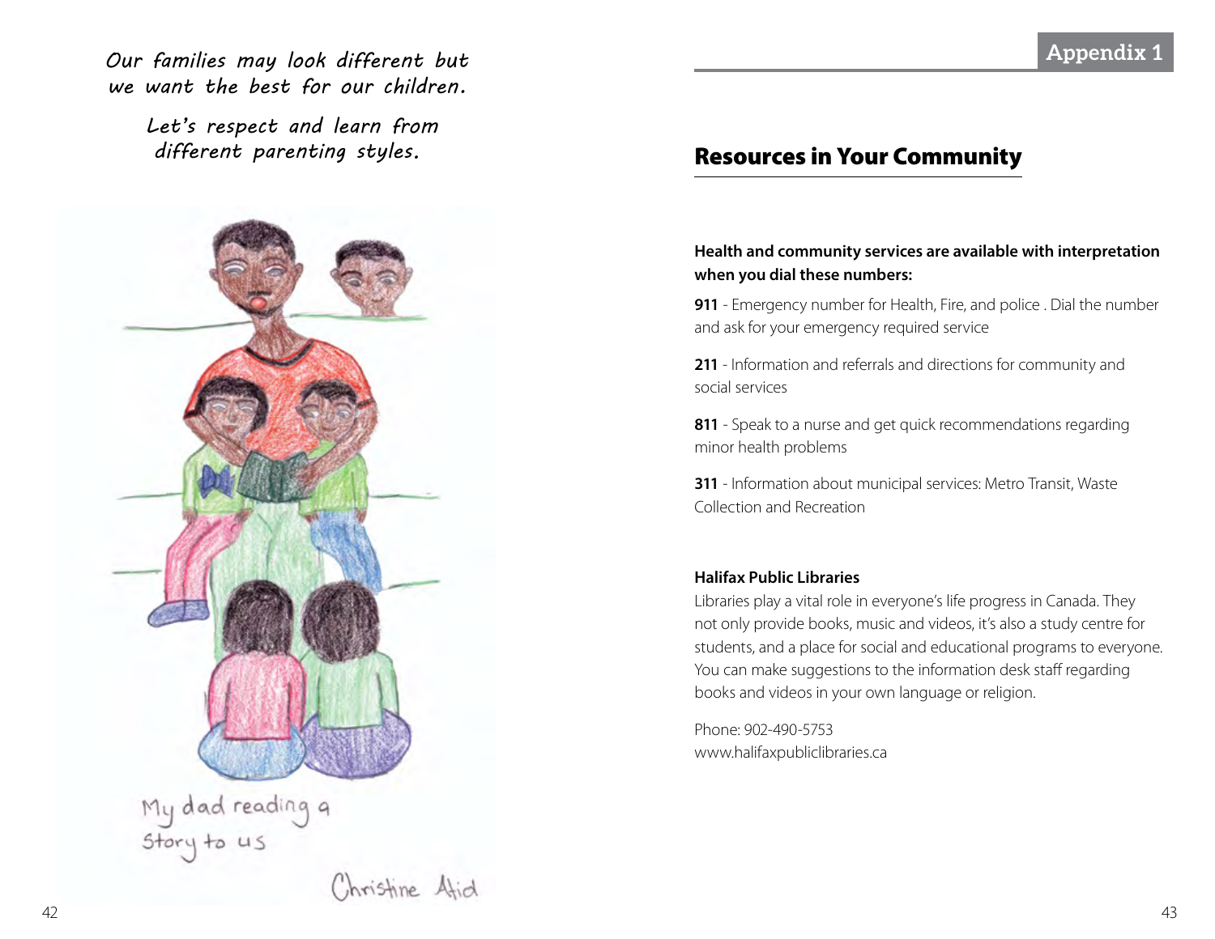*Our families may look different but we want the best for our children.*

*Let's respect and learn from different parenting styles.*

My dad reading a story to us

Christine Atid

Appendix 1

## Resources in Your Community

**Health and community services are available with interpretation when you dial these numbers:**

**911** - Emergency number for Health, Fire, and police . Dial the number and ask for your emergency required service

**211** - Information and referrals and directions for community and social services

**811** - Speak to a nurse and get quick recommendations regarding minor health problems

**311** - Information about municipal services: Metro Transit, Waste Collection and Recreation

**Halifax Public Libraries**

Libraries play a vital role in everyone's life progress in Canada. They not only provide books, music and videos, it's also a study centre for students, and a place for social and educational programs to everyone. You can make suggestions to the information desk staff regarding books and videos in your own language or religion.

Phone: 902-490-5753
www.halifaxpubliclibraries.ca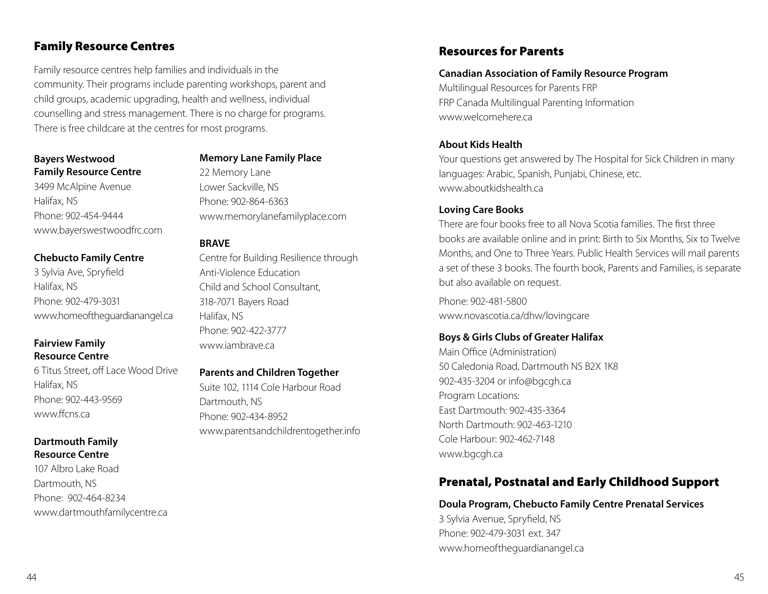## Family Resource Centres

Family resource centres help families and individuals in the community. Their programs include parenting workshops, parent and child groups, academic upgrading, health and wellness, individual counselling and stress management. There is no charge for programs. There is free childcare at the centres for most programs.

**Bayers Westwood Family Resource Centre**
3499 McAlpine Avenue
Halifax, NS
Phone: 902-454-9444
www.bayerswestwoodfrc.com

**Chebucto Family Centre**
3 Sylvia Ave, Spryfield
Halifax, NS
Phone: 902-479-3031
www.homeoftheguardianangel.ca

**Fairview Family Resource Centre**
6 Titus Street, off Lace Wood Drive
Halifax, NS
Phone: 902-443-9569
www.ffcns.ca

**Dartmouth Family Resource Centre**
107 Albro Lake Road
Dartmouth, NS
Phone: 902-464-8234
www.dartmouthfamilycentre.ca

**Memory Lane Family Place**
22 Memory Lane
Lower Sackville, NS
Phone: 902-864-6363
www.memorylanefamilyplace.com

**BRAVE**
Centre for Building Resilience through Anti-Violence Education
Child and School Consultant,
318-7071 Bayers Road
Halifax, NS
Phone: 902-422-3777
www.iambrave.ca

**Parents and Children Together**
Suite 102, 1114 Cole Harbour Road
Dartmouth, NS
Phone: 902-434-8952
www.parentsandchildrentogether.info

## Resources for Parents

**Canadian Association of Family Resource Program**
Multilingual Resources for Parents FRP
FRP Canada Multilingual Parenting Information
www.welcomehere.ca

**About Kids Health**
Your questions get answered by The Hospital for Sick Children in many languages: Arabic, Spanish, Punjabi, Chinese, etc.
www.aboutkidshealth.ca

**Loving Care Books**
There are four books free to all Nova Scotia families. The first three books are available online and in print: Birth to Six Months, Six to Twelve Months, and One to Three Years. Public Health Services will mail parents a set of these 3 books. The fourth book, Parents and Families, is separate but also available on request.

Phone: 902-481-5800
www.novascotia.ca/dhw/lovingcare

**Boys & Girls Clubs of Greater Halifax**
Main Office (Administration)
50 Caledonia Road, Dartmouth NS B2X 1K8
902-435-3204 or info@bgcgh.ca
Program Locations:
East Dartmouth: 902-435-3364
North Dartmouth: 902-463-1210
Cole Harbour: 902-462-7148
www.bgcgh.ca

## Prenatal, Postnatal and Early Childhood Support

**Doula Program, Chebucto Family Centre Prenatal Services**
3 Sylvia Avenue, Spryfield, NS
Phone: 902-479-3031 ext. 347
www.homeoftheguardianangel.ca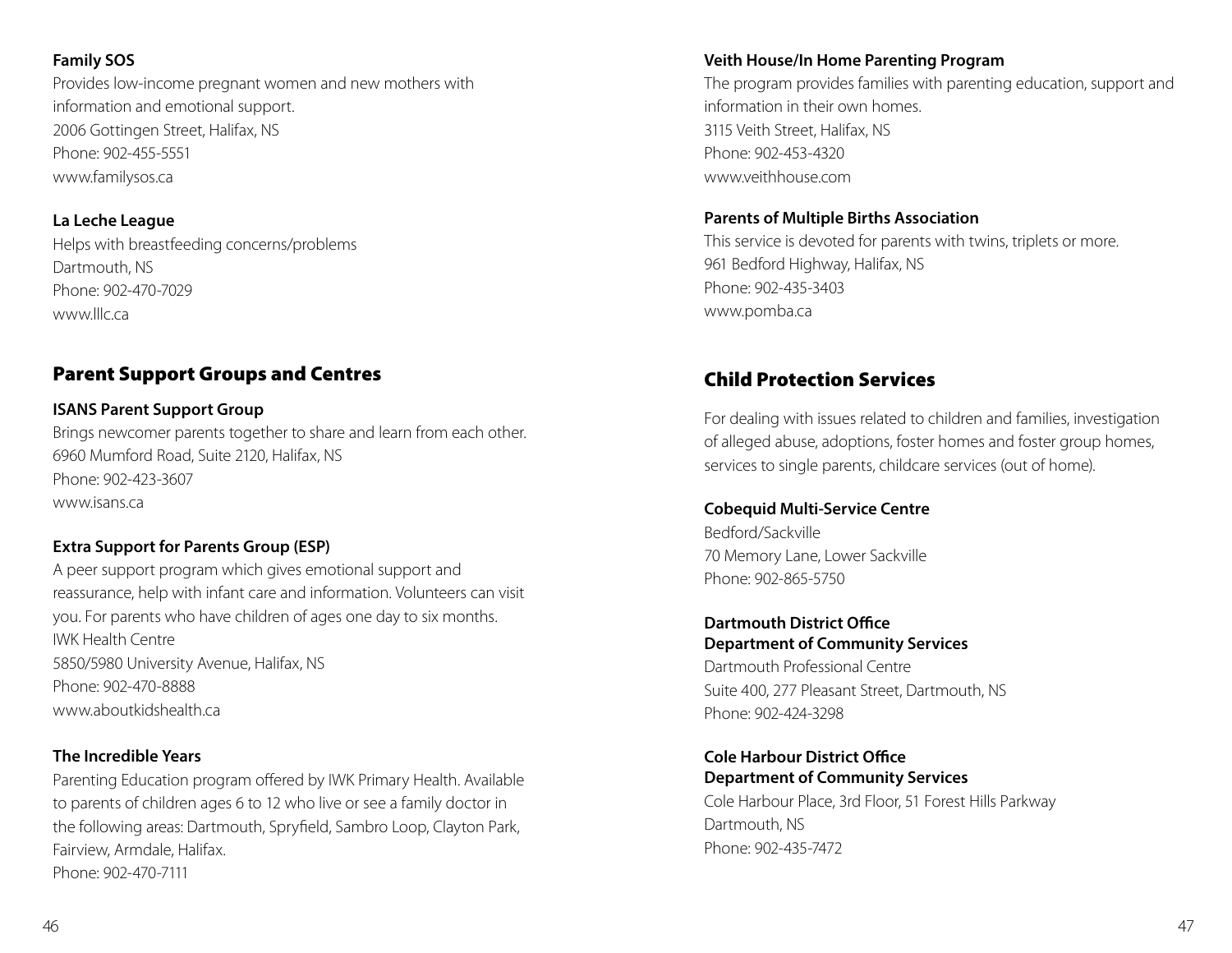**Family SOS**
Provides low-income pregnant women and new mothers with information and emotional support.
2006 Gottingen Street, Halifax, NS
Phone: 902-455-5551
www.familysos.ca

**La Leche League**
Helps with breastfeeding concerns/problems
Dartmouth, NS
Phone: 902-470-7029
www.lllc.ca

## Parent Support Groups and Centres

**ISANS Parent Support Group**
Brings newcomer parents together to share and learn from each other.
6960 Mumford Road, Suite 2120, Halifax, NS
Phone: 902-423-3607
www.isans.ca

**Extra Support for Parents Group (ESP)**
A peer support program which gives emotional support and reassurance, help with infant care and information. Volunteers can visit you. For parents who have children of ages one day to six months.
IWK Health Centre
5850/5980 University Avenue, Halifax, NS
Phone: 902-470-8888
www.aboutkidshealth.ca

**The Incredible Years**
Parenting Education program offered by IWK Primary Health. Available to parents of children ages 6 to 12 who live or see a family doctor in the following areas: Dartmouth, Spryfield, Sambro Loop, Clayton Park, Fairview, Armdale, Halifax.
Phone: 902-470-7111

**Veith House/In Home Parenting Program**
The program provides families with parenting education, support and information in their own homes.
3115 Veith Street, Halifax, NS
Phone: 902-453-4320
www.veithhouse.com

**Parents of Multiple Births Association**
This service is devoted for parents with twins, triplets or more.
961 Bedford Highway, Halifax, NS
Phone: 902-435-3403
www.pomba.ca

## Child Protection Services

For dealing with issues related to children and families, investigation of alleged abuse, adoptions, foster homes and foster group homes, services to single parents, childcare services (out of home).

**Cobequid Multi-Service Centre**
Bedford/Sackville
70 Memory Lane, Lower Sackville
Phone: 902-865-5750

**Dartmouth District Office**
**Department of Community Services**
Dartmouth Professional Centre
Suite 400, 277 Pleasant Street, Dartmouth, NS
Phone: 902-424-3298

**Cole Harbour District Office**
**Department of Community Services**
Cole Harbour Place, 3rd Floor, 51 Forest Hills Parkway
Dartmouth, NS
Phone: 902-435-7472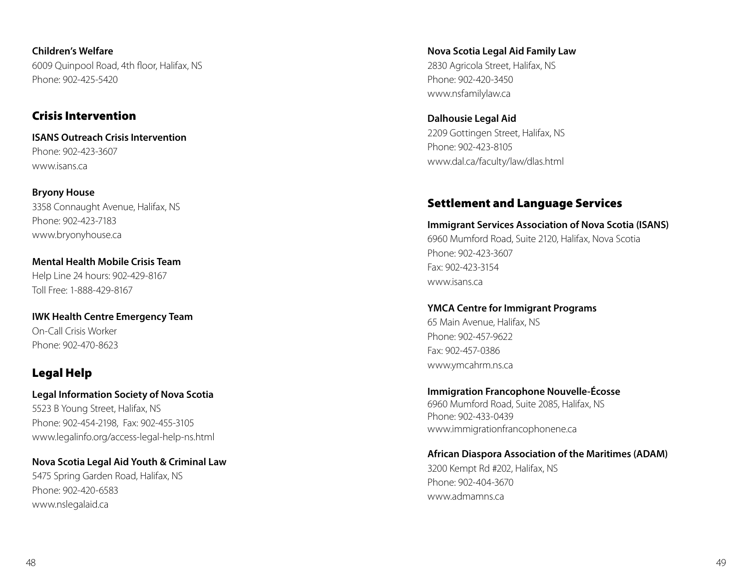**Children's Welfare**
6009 Quinpool Road, 4th floor, Halifax, NS
Phone: 902-425-5420

## Crisis Intervention

**ISANS Outreach Crisis Intervention**
Phone: 902-423-3607
www.isans.ca

**Bryony House**
3358 Connaught Avenue, Halifax, NS
Phone: 902-423-7183
www.bryonyhouse.ca

**Mental Health Mobile Crisis Team**
Help Line 24 hours: 902-429-8167
Toll Free: 1-888-429-8167

**IWK Health Centre Emergency Team**
On-Call Crisis Worker
Phone: 902-470-8623

## Legal Help

**Legal Information Society of Nova Scotia**
5523 B Young Street, Halifax, NS
Phone: 902-454-2198, Fax: 902-455-3105
www.legalinfo.org/access-legal-help-ns.html

**Nova Scotia Legal Aid Youth & Criminal Law**
5475 Spring Garden Road, Halifax, NS
Phone: 902-420-6583
www.nslegalaid.ca

**Nova Scotia Legal Aid Family Law**
2830 Agricola Street, Halifax, NS
Phone: 902-420-3450
www.nsfamilylaw.ca

**Dalhousie Legal Aid**
2209 Gottingen Street, Halifax, NS
Phone: 902-423-8105
www.dal.ca/faculty/law/dlas.html

## Settlement and Language Services

**Immigrant Services Association of Nova Scotia (ISANS)**
6960 Mumford Road, Suite 2120, Halifax, Nova Scotia
Phone: 902-423-3607
Fax: 902-423-3154
www.isans.ca

**YMCA Centre for Immigrant Programs**
65 Main Avenue, Halifax, NS
Phone: 902-457-9622
Fax: 902-457-0386
www.ymcahrm.ns.ca

**Immigration Francophone Nouvelle-Écosse**
6960 Mumford Road, Suite 2085, Halifax, NS
Phone: 902-433-0439
www.immigrationfrancophonene.ca

**African Diaspora Association of the Maritimes (ADAM)**
3200 Kempt Rd #202, Halifax, NS
Phone: 902-404-3670
www.admamns.ca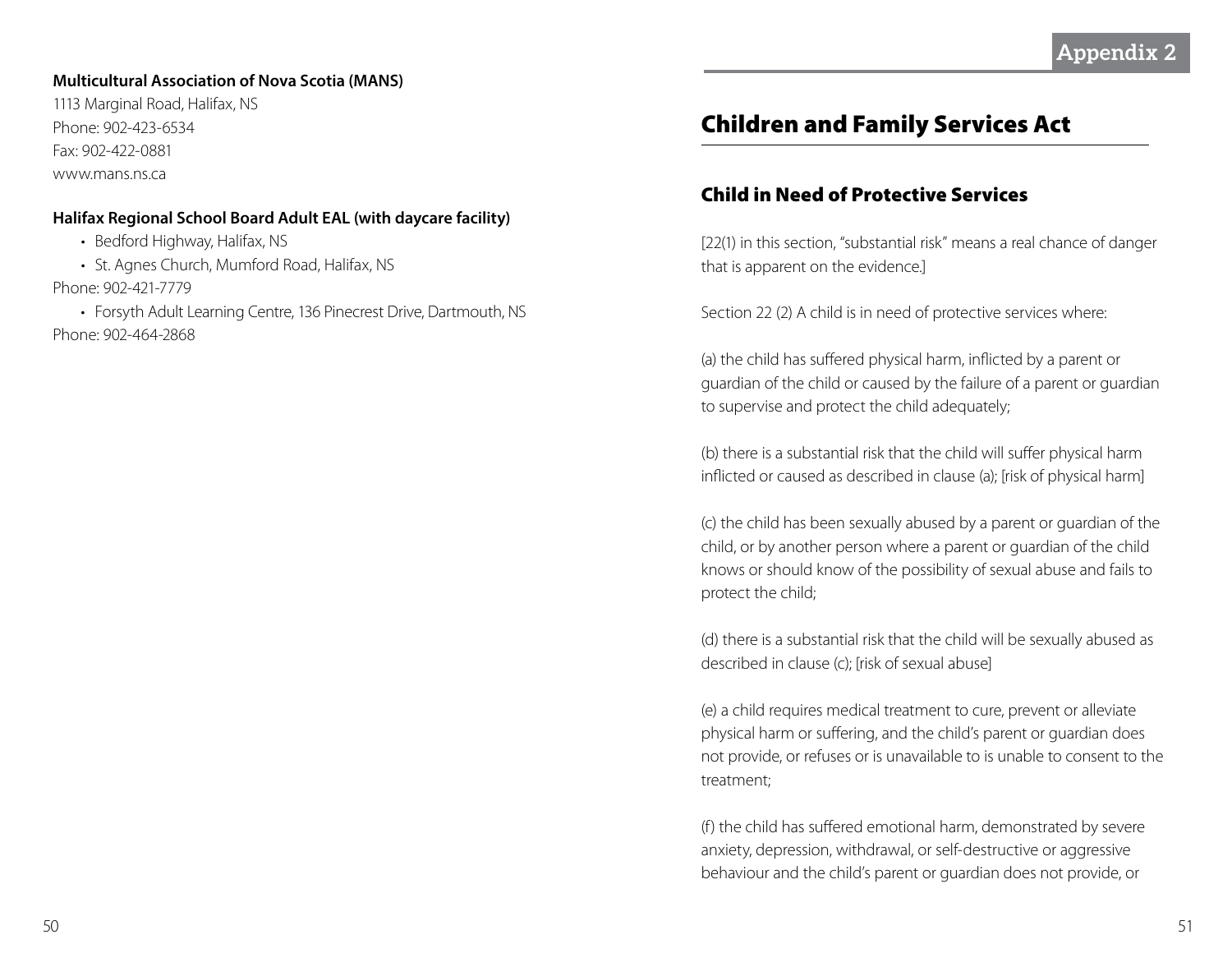**Multicultural Association of Nova Scotia (MANS)**
1113 Marginal Road, Halifax, NS
Phone: 902-423-6534
Fax: 902-422-0881
www.mans.ns.ca

**Halifax Regional School Board Adult EAL (with daycare facility)**

- Bedford Highway, Halifax, NS
- St. Agnes Church, Mumford Road, Halifax, NS

Phone: 902-421-7779

- Forsyth Adult Learning Centre, 136 Pinecrest Drive, Dartmouth, NS

Phone: 902-464-2868

Appendix 2

# Children and Family Services Act

## Child in Need of Protective Services

[22(1) in this section, "substantial risk" means a real chance of danger that is apparent on the evidence.]

Section 22 (2) A child is in need of protective services where:

(a) the child has suffered physical harm, inflicted by a parent or guardian of the child or caused by the failure of a parent or guardian to supervise and protect the child adequately;

(b) there is a substantial risk that the child will suffer physical harm inflicted or caused as described in clause (a); [risk of physical harm]

(c) the child has been sexually abused by a parent or guardian of the child, or by another person where a parent or guardian of the child knows or should know of the possibility of sexual abuse and fails to protect the child;

(d) there is a substantial risk that the child will be sexually abused as described in clause (c); [risk of sexual abuse]

(e) a child requires medical treatment to cure, prevent or alleviate physical harm or suffering, and the child's parent or guardian does not provide, or refuses or is unavailable to is unable to consent to the treatment;

(f) the child has suffered emotional harm, demonstrated by severe anxiety, depression, withdrawal, or self-destructive or aggressive behaviour and the child's parent or guardian does not provide, or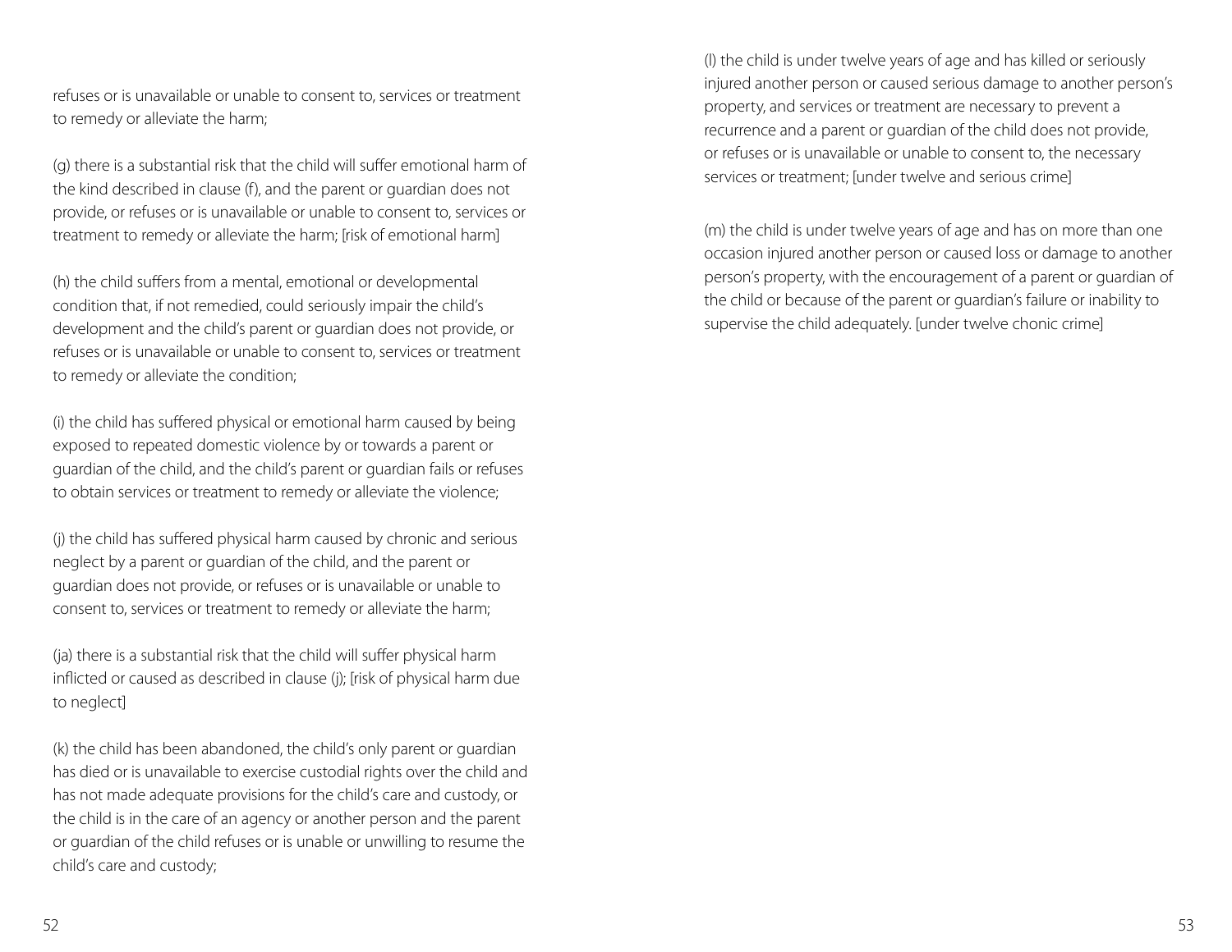refuses or is unavailable or unable to consent to, services or treatment to remedy or alleviate the harm;

(g) there is a substantial risk that the child will suffer emotional harm of the kind described in clause (f), and the parent or guardian does not provide, or refuses or is unavailable or unable to consent to, services or treatment to remedy or alleviate the harm; [risk of emotional harm]

(h) the child suffers from a mental, emotional or developmental condition that, if not remedied, could seriously impair the child's development and the child's parent or guardian does not provide, or refuses or is unavailable or unable to consent to, services or treatment to remedy or alleviate the condition;

(i) the child has suffered physical or emotional harm caused by being exposed to repeated domestic violence by or towards a parent or guardian of the child, and the child's parent or guardian fails or refuses to obtain services or treatment to remedy or alleviate the violence;

(j) the child has suffered physical harm caused by chronic and serious neglect by a parent or guardian of the child, and the parent or guardian does not provide, or refuses or is unavailable or unable to consent to, services or treatment to remedy or alleviate the harm;

(ja) there is a substantial risk that the child will suffer physical harm inflicted or caused as described in clause (j); [risk of physical harm due to neglect]

(k) the child has been abandoned, the child's only parent or guardian has died or is unavailable to exercise custodial rights over the child and has not made adequate provisions for the child's care and custody, or the child is in the care of an agency or another person and the parent or guardian of the child refuses or is unable or unwilling to resume the child's care and custody;

(l) the child is under twelve years of age and has killed or seriously injured another person or caused serious damage to another person's property, and services or treatment are necessary to prevent a recurrence and a parent or guardian of the child does not provide, or refuses or is unavailable or unable to consent to, the necessary services or treatment; [under twelve and serious crime]

(m) the child is under twelve years of age and has on more than one occasion injured another person or caused loss or damage to another person's property, with the encouragement of a parent or guardian of the child or because of the parent or guardian's failure or inability to supervise the child adequately. [under twelve chonic crime]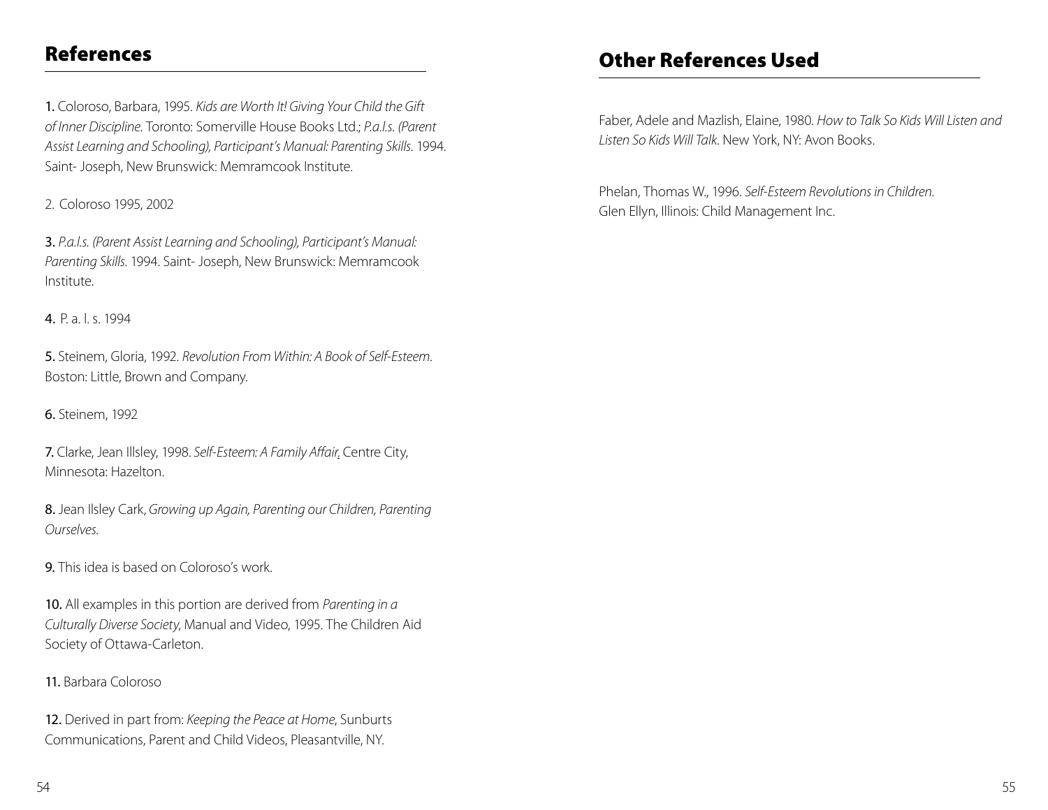## References

1. Coloroso, Barbara, 1995. *Kids are Worth It! Giving Your Child the Gift of Inner Discipline*. Toronto: Somerville House Books Ltd.; *P.a.l.s. (Parent Assist Learning and Schooling), Participant's Manual: Parenting Skills*. 1994. Saint- Joseph, New Brunswick: Memramcook Institute.

2. Coloroso 1995, 2002

3. *P.a.l.s. (Parent Assist Learning and Schooling), Participant's Manual: Parenting Skills*. 1994. Saint- Joseph, New Brunswick: Memramcook Institute.

4. P. a. l. s. 1994

5. Steinem, Gloria, 1992. *Revolution From Within: A Book of Self-Esteem*. Boston: Little, Brown and Company.

6. Steinem, 1992

7. Clarke, Jean Illsley, 1998. *Self-Esteem: A Family Affair*. Centre City, Minnesota: Hazelton.

8. Jean Ilsley Cark, *Growing up Again, Parenting our Children, Parenting Ourselves.*

9. This idea is based on Coloroso's work.

10. All examples in this portion are derived from *Parenting in a Culturally Diverse Society*, Manual and Video, 1995. The Children Aid Society of Ottawa-Carleton.

11. Barbara Coloroso

12. Derived in part from: *Keeping the Peace at Home*, Sunburts Communications, Parent and Child Videos, Pleasantville, NY.

## Other References Used

Faber, Adele and Mazlish, Elaine, 1980. *How to Talk So Kids Will Listen and Listen So Kids Will Talk*. New York, NY: Avon Books.

Phelan, Thomas W., 1996. *Self-Esteem Revolutions in Children*. Glen Ellyn, Illinois: Child Management Inc.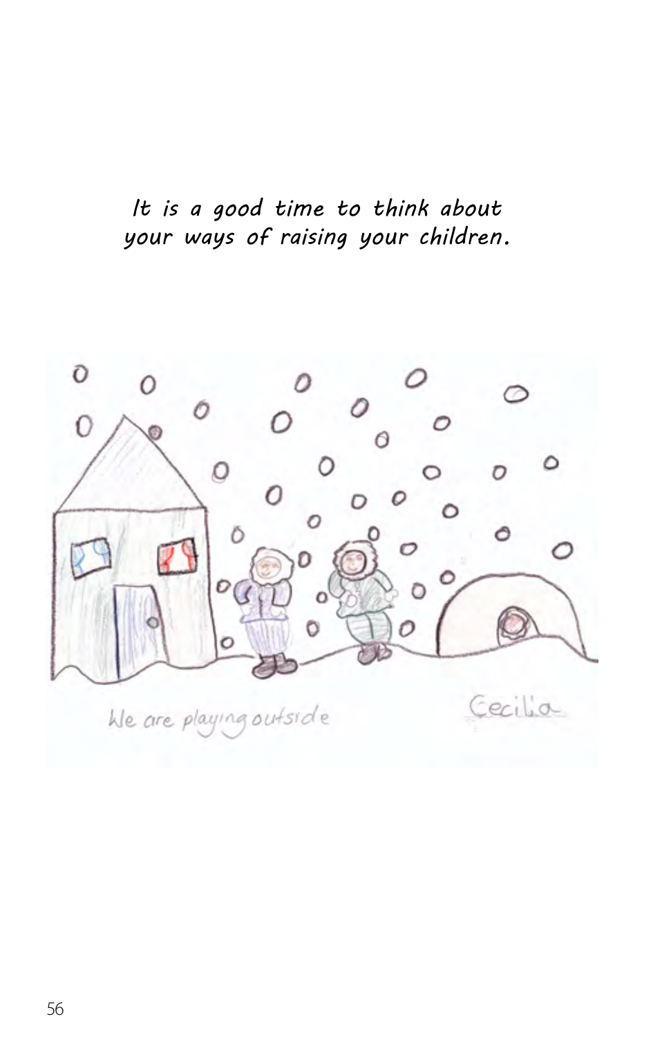*It is a good time to think about your ways of raising your children.*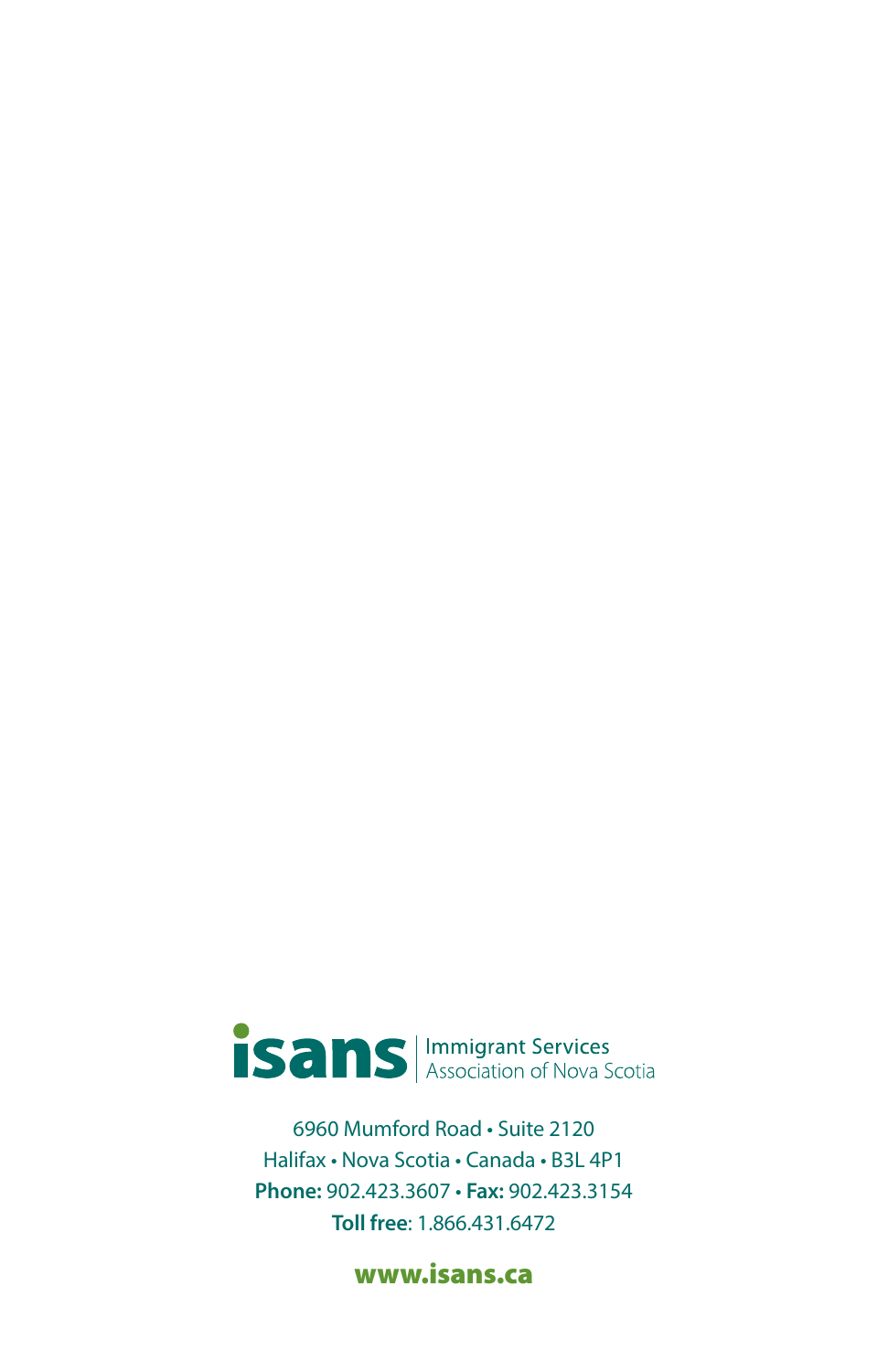**isans** | Immigrant Services Association of Nova Scotia

6960 Mumford Road • Suite 2120
Halifax • Nova Scotia • Canada • B3L 4P1
**Phone:** 902.423.3607 • **Fax:** 902.423.3154
**Toll free**: 1.866.431.6472

**www.isans.ca**